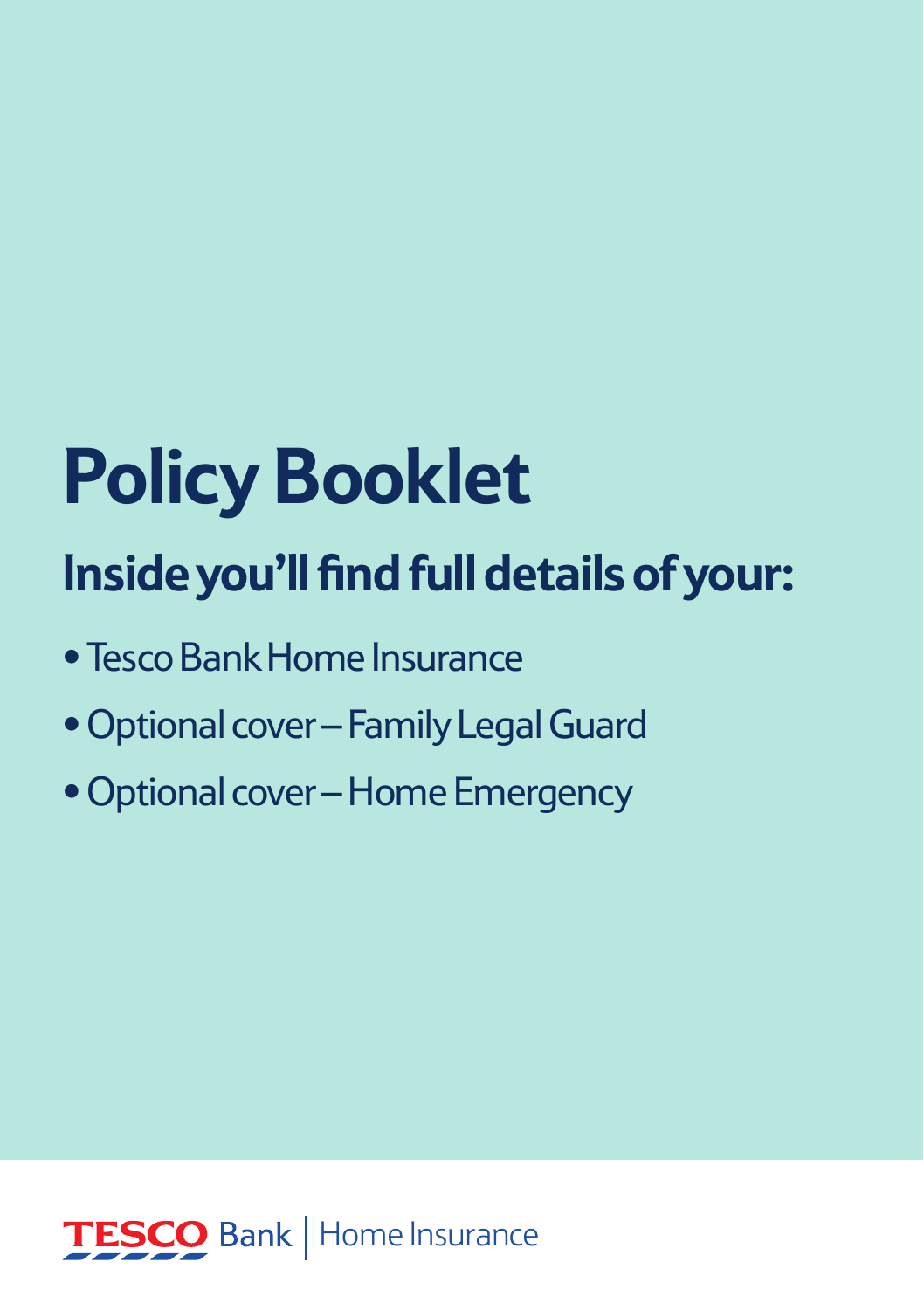# Policy Booklet

## Inside you'll find full details of your:

- Tesco Bank Home Insurance
- Optional cover – Family Legal Guard
- Optional cover – Home Emergency

TESCO Bank | Home Insurance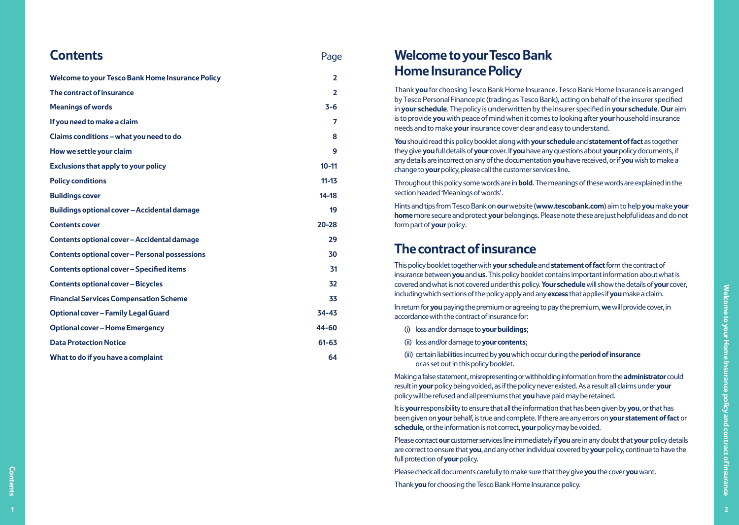## Contents

| | Page |
|---|---|
| **Welcome to your Tesco Bank Home Insurance Policy** | **2** |
| **The contract of insurance** | **2** |
| **Meanings of words** | **3-6** |
| **If you need to make a claim** | **7** |
| **Claims conditions – what you need to do** | **8** |
| **How we settle your claim** | **9** |
| **Exclusions that apply to your policy** | **10-11** |
| **Policy conditions** | **11-13** |
| **Buildings cover** | **14-18** |
| **Buildings optional cover – Accidental damage** | **19** |
| **Contents cover** | **20-28** |
| **Contents optional cover – Accidental damage** | **29** |
| **Contents optional cover – Personal possessions** | **30** |
| **Contents optional cover – Specified items** | **31** |
| **Contents optional cover – Bicycles** | **32** |
| **Financial Services Compensation Scheme** | **33** |
| **Optional cover – Family Legal Guard** | **34-43** |
| **Optional cover – Home Emergency** | **44-60** |
| **Data Protection Notice** | **61-63** |
| **What to do if you have a complaint** | **64** |

## Welcome to your Tesco Bank Home Insurance Policy

Thank **you** for choosing Tesco Bank Home Insurance. Tesco Bank Home Insurance is arranged by Tesco Personal Finance plc (trading as Tesco Bank), acting on behalf of the insurer specified in **your schedule**. The policy is underwritten by the insurer specified in **your schedule**. **Our** aim is to provide **you** with peace of mind when it comes to looking after **your** household insurance needs and to make **your** insurance cover clear and easy to understand.

**You** should read this policy booklet along with **your schedule** and **statement of fact** as together they give **you** full details of **your** cover. If **you** have any questions about **your** policy documents, if any details are incorrect on any of the documentation **you** have received, or if **you** wish to make a change to **your** policy, please call the customer services line**.**

Throughout this policy some words are in **bold**. The meanings of these words are explained in the section headed 'Meanings of words'.

Hints and tips from Tesco Bank on **our** website (**www.tescobank.com**) aim to help **you** make **your home** more secure and protect **your** belongings. Please note these are just helpful ideas and do not form part of **your** policy.

## The contract of insurance

This policy booklet together with **your schedule** and **statement of fact** form the contract of insurance between **you** and **us**. This policy booklet contains important information about what is covered and what is not covered under this policy. **Your schedule** will show the details of **your** cover, including which sections of the policy apply and any **excess** that applies if **you** make a claim.

In return for **you** paying the premium or agreeing to pay the premium, **we** will provide cover, in accordance with the contract of insurance for:

(i) loss and/or damage to **your buildings**;

(ii) loss and/or damage to **your contents**;

(iii) certain liabilities incurred by **you** which occur during the **period of insurance** or as set out in this policy booklet.

Making a false statement, misrepresenting or withholding information from the **administrator** could result in **your** policy being voided, as if the policy never existed. As a result all claims under **your** policy will be refused and all premiums that **you** have paid may be retained.

It is **your** responsibility to ensure that all the information that has been given by **you**, or that has been given on **your** behalf, is true and complete. If there are any errors on **your statement of fact** or **schedule**, or the information is not correct, **your** policy may be voided.

Please contact **our** customer services line immediately if **you** are in any doubt that **your** policy details are correct to ensure that **you**, and any other individual covered by **your** policy, continue to have the full protection of **your** policy.

Please check all documents carefully to make sure that they give **you** the cover **you** want.

Thank **you** for choosing the Tesco Bank Home Insurance policy.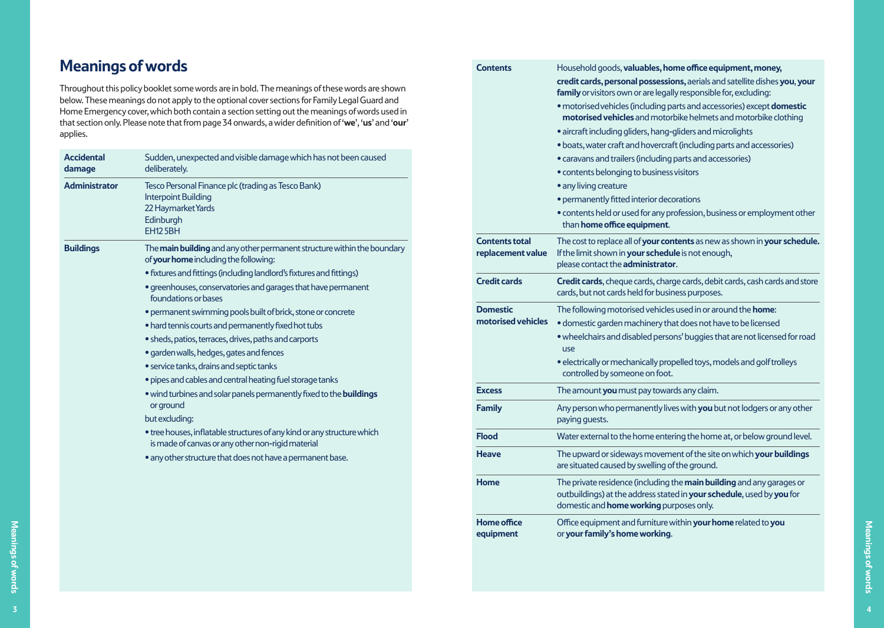# Meanings of words

Throughout this policy booklet some words are in bold. The meanings of these words are shown below. These meanings do not apply to the optional cover sections for Family Legal Guard and Home Emergency cover, which both contain a section setting out the meanings of words used in that section only. Please note that from page 34 onwards, a wider definition of '**we**', '**us**' and '**our**' applies.

| | |
|---|---|
| **Accidental damage** | Sudden, unexpected and visible damage which has not been caused deliberately. |
| **Administrator** | Tesco Personal Finance plc (trading as Tesco Bank)<br>Interpoint Building<br>22 Haymarket Yards<br>Edinburgh<br>EH12 5BH |
| **Buildings** | The **main building** and any other permanent structure within the boundary of **your home** including the following:<br>• fixtures and fittings (including landlord's fixtures and fittings)<br>• greenhouses, conservatories and garages that have permanent foundations or bases<br>• permanent swimming pools built of brick, stone or concrete<br>• hard tennis courts and permanently fixed hot tubs<br>• sheds, patios, terraces, drives, paths and carports<br>• garden walls, hedges, gates and fences<br>• service tanks, drains and septic tanks<br>• pipes and cables and central heating fuel storage tanks<br>• wind turbines and solar panels permanently fixed to the **buildings** or ground<br>but excluding:<br>• tree houses, inflatable structures of any kind or any structure which is made of canvas or any other non-rigid material<br>• any other structure that does not have a permanent base. |
| **Contents** | Household goods, **valuables, home office equipment, money, credit cards, personal possessions,** aerials and satellite dishes **you**, **your family** or visitors own or are legally responsible for, excluding:<br>• motorised vehicles (including parts and accessories) except **domestic motorised vehicles** and motorbike helmets and motorbike clothing<br>• aircraft including gliders, hang-gliders and microlights<br>• boats, water craft and hovercraft (including parts and accessories)<br>• caravans and trailers (including parts and accessories)<br>• contents belonging to business visitors<br>• any living creature<br>• permanently fitted interior decorations<br>• contents held or used for any profession, business or employment other than **home office equipment**. |
| **Contents total replacement value** | The cost to replace all of **your contents** as new as shown in **your schedule.** If the limit shown in **your schedule** is not enough, please contact the **administrator**. |
| **Credit cards** | **Credit cards**, cheque cards, charge cards, debit cards, cash cards and store cards, but not cards held for business purposes. |
| **Domestic motorised vehicles** | The following motorised vehicles used in or around the **home**:<br>• domestic garden machinery that does not have to be licensed<br>• wheelchairs and disabled persons' buggies that are not licensed for road use<br>• electrically or mechanically propelled toys, models and golf trolleys controlled by someone on foot. |
| **Excess** | The amount **you** must pay towards any claim. |
| **Family** | Any person who permanently lives with **you** but not lodgers or any other paying guests. |
| **Flood** | Water external to the home entering the home at, or below ground level. |
| **Heave** | The upward or sideways movement of the site on which **your buildings** are situated caused by swelling of the ground. |
| **Home** | The private residence (including the **main building** and any garages or outbuildings) at the address stated in **your schedule**, used by **you** for domestic and **home working** purposes only. |
| **Home office equipment** | Office equipment and furniture within **your home** related to **you** or **your family's home working**. |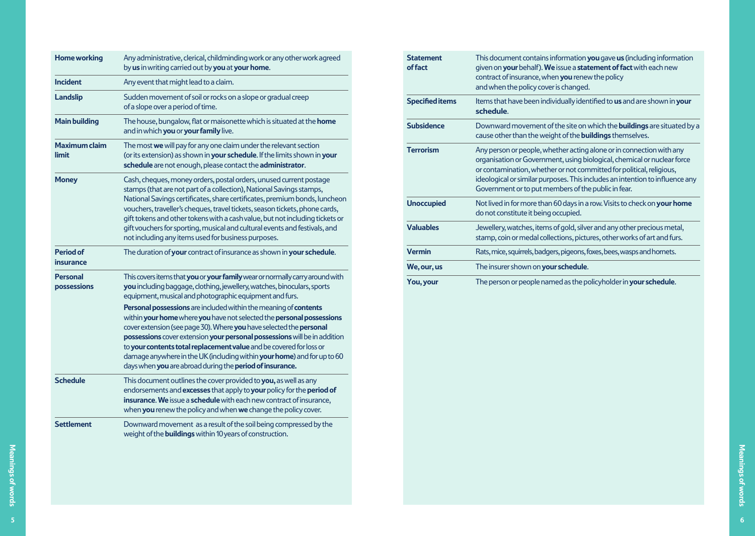| | |
|---|---|
| **Home working** | Any administrative, clerical, childminding work or any other work agreed by **us** in writing carried out by **you** at **your home**. |
| **Incident** | Any event that might lead to a claim. |
| **Landslip** | Sudden movement of soil or rocks on a slope or gradual creep of a slope over a period of time. |
| **Main building** | The house, bungalow, flat or maisonette which is situated at the **home** and in which **you** or **your family** live. |
| **Maximum claim limit** | The most **we** will pay for any one claim under the relevant section (or its extension) as shown in **your schedule**. If the limits shown in **your schedule** are not enough, please contact the **administrator**. |
| **Money** | Cash, cheques, money orders, postal orders, unused current postage stamps (that are not part of a collection), National Savings stamps, National Savings certificates, share certificates, premium bonds, luncheon vouchers, traveller's cheques, travel tickets, season tickets, phone cards, gift tokens and other tokens with a cash value, but not including tickets or gift vouchers for sporting, musical and cultural events and festivals, and not including any items used for business purposes. |
| **Period of insurance** | The duration of **your** contract of insurance as shown in **your schedule**. |
| **Personal possessions** | This covers items that **you** or **your family** wear or normally carry around with **you** including baggage, clothing, jewellery, watches, binoculars, sports equipment, musical and photographic equipment and furs. **Personal possessions** are included within the meaning of **contents** within **your home** where **you** have not selected the **personal possessions** cover extension (see page 30). Where **you** have selected the **personal possessions** cover extension **your personal possessions** will be in addition to **your contents total replacement value** and be covered for loss or damage anywhere in the UK (including within **your home**) and for up to 60 days when **you** are abroad during the **period of insurance.** |
| **Schedule** | This document outlines the cover provided to **you,** as well as any endorsements and **excesses** that apply to **your** policy for the **period of insurance**. **We** issue a **schedule** with each new contract of insurance, when **you** renew the policy and when **we** change the policy cover. |
| **Settlement** | Downward movement as a result of the soil being compressed by the weight of the **buildings** within 10 years of construction. |
| **Statement of fact** | This document contains information **you** gave **us** (including information given on **your** behalf). **We** issue a **statement of fact** with each new contract of insurance, when **you** renew the policy and when the policy cover is changed. |
| **Specified items** | Items that have been individually identified to **us** and are shown in **your schedule**. |
| **Subsidence** | Downward movement of the site on which the **buildings** are situated by a cause other than the weight of the **buildings** themselves. |
| **Terrorism** | Any person or people, whether acting alone or in connection with any organisation or Government, using biological, chemical or nuclear force or contamination, whether or not committed for political, religious, ideological or similar purposes. This includes an intention to influence any Government or to put members of the public in fear. |
| **Unoccupied** | Not lived in for more than 60 days in a row. Visits to check on **your home** do not constitute it being occupied. |
| **Valuables** | Jewellery, watches, items of gold, silver and any other precious metal, stamp, coin or medal collections, pictures, other works of art and furs. |
| **Vermin** | Rats, mice, squirrels, badgers, pigeons, foxes, bees, wasps and hornets. |
| **We, our, us** | The insurer shown on **your schedule**. |
| **You, your** | The person or people named as the policyholder in **your schedule**. |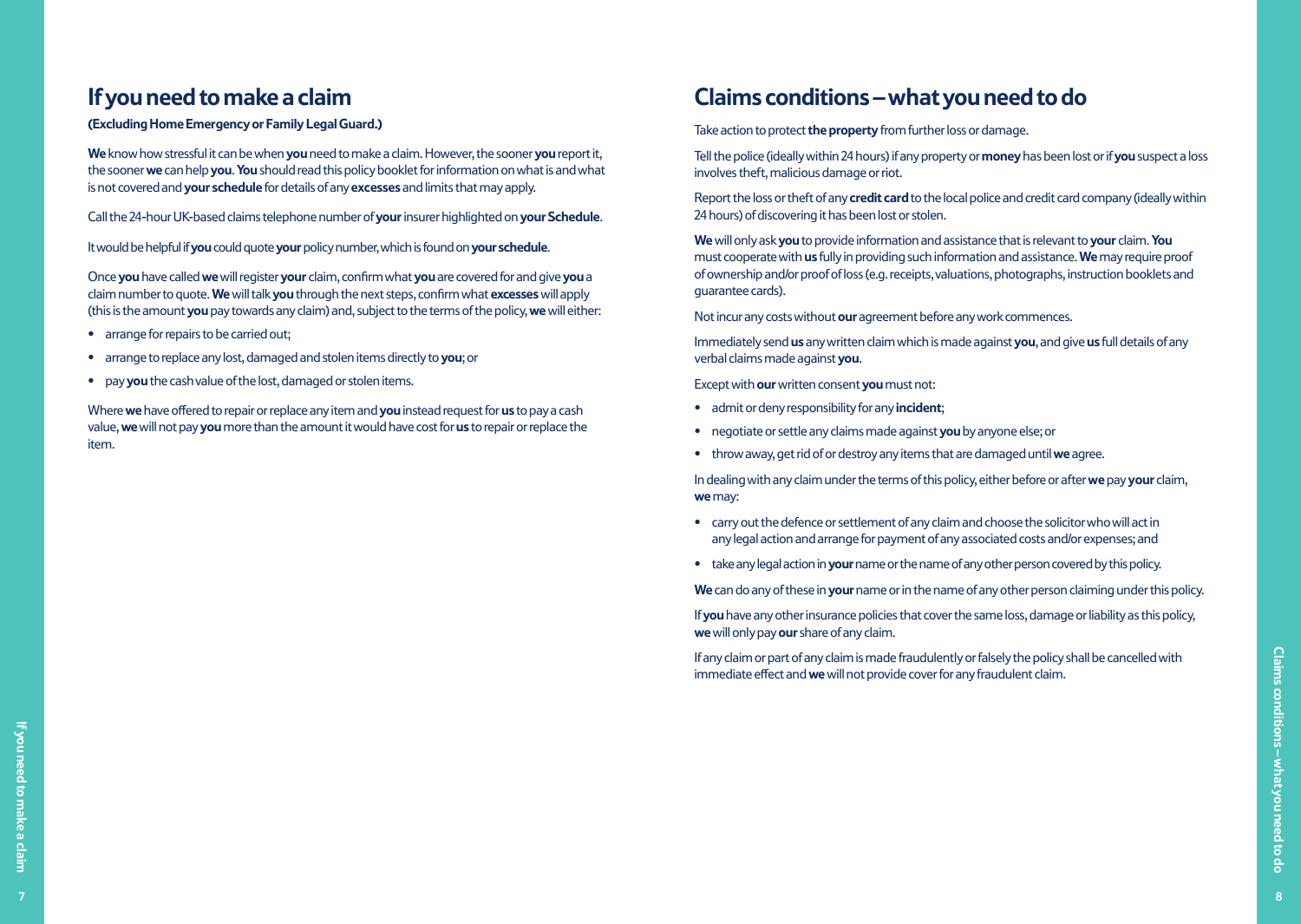# If you need to make a claim

**(Excluding Home Emergency or Family Legal Guard.)**

**We** know how stressful it can be when **you** need to make a claim. However, the sooner **you** report it, the sooner **we** can help **you**. **You** should read this policy booklet for information on what is and what is not covered and **your schedule** for details of any **excesses** and limits that may apply.

Call the 24-hour UK-based claims telephone number of **your** insurer highlighted on **your Schedule**.

It would be helpful if **you** could quote **your** policy number, which is found on **your schedule**.

Once **you** have called **we** will register **your** claim, confirm what **you** are covered for and give **you** a claim number to quote. **We** will talk **you** through the next steps, confirm what **excesses** will apply (this is the amount **you** pay towards any claim) and, subject to the terms of the policy, **we** will either:

- arrange for repairs to be carried out;
- arrange to replace any lost, damaged and stolen items directly to **you**; or
- pay **you** the cash value of the lost, damaged or stolen items.

Where **we** have offered to repair or replace any item and **you** instead request for **us** to pay a cash value, **we** will not pay **you** more than the amount it would have cost for **us** to repair or replace the item.

# Claims conditions – what you need to do

Take action to protect **the property** from further loss or damage.

Tell the police (ideally within 24 hours) if any property or **money** has been lost or if **you** suspect a loss involves theft, malicious damage or riot.

Report the loss or theft of any **credit card** to the local police and credit card company (ideally within 24 hours) of discovering it has been lost or stolen.

**We** will only ask **you** to provide information and assistance that is relevant to **your** claim. **You** must cooperate with **us** fully in providing such information and assistance. **We** may require proof of ownership and/or proof of loss (e.g. receipts, valuations, photographs, instruction booklets and guarantee cards).

Not incur any costs without **our** agreement before any work commences.

Immediately send **us** any written claim which is made against **you**, and give **us** full details of any verbal claims made against **you**.

Except with **our** written consent **you** must not:

- admit or deny responsibility for any **incident**;
- negotiate or settle any claims made against **you** by anyone else; or
- throw away, get rid of or destroy any items that are damaged until **we** agree.

In dealing with any claim under the terms of this policy, either before or after **we** pay **your** claim, **we** may:

- carry out the defence or settlement of any claim and choose the solicitor who will act in any legal action and arrange for payment of any associated costs and/or expenses; and
- take any legal action in **your** name or the name of any other person covered by this policy.

**We** can do any of these in **your** name or in the name of any other person claiming under this policy.

If **you** have any other insurance policies that cover the same loss, damage or liability as this policy, **we** will only pay **our** share of any claim.

If any claim or part of any claim is made fraudulently or falsely the policy shall be cancelled with immediate effect and **we** will not provide cover for any fraudulent claim.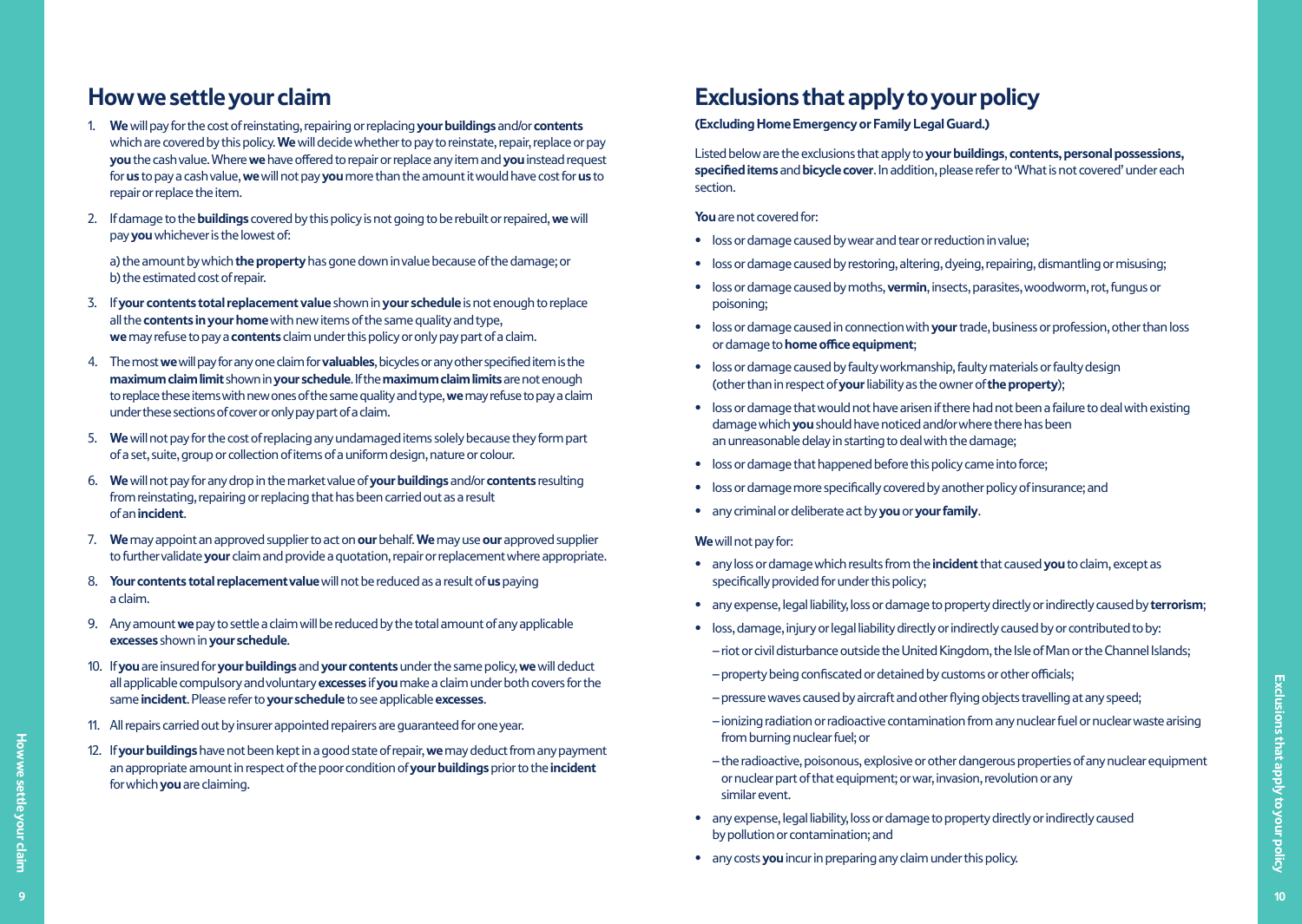## How we settle your claim

1. **We** will pay for the cost of reinstating, repairing or replacing **your buildings** and/or **contents** which are covered by this policy. **We** will decide whether to pay to reinstate, repair, replace or pay **you** the cash value. Where **we** have offered to repair or replace any item and **you** instead request for **us** to pay a cash value, **we** will not pay **you** more than the amount it would have cost for **us** to repair or replace the item.
2. If damage to the **buildings** covered by this policy is not going to be rebuilt or repaired, **we** will pay **you** whichever is the lowest of:

   a) the amount by which **the property** has gone down in value because of the damage; or
   b) the estimated cost of repair.
3. If **your contents total replacement value** shown in **your schedule** is not enough to replace all the **contents in your home** with new items of the same quality and type, **we** may refuse to pay a **contents** claim under this policy or only pay part of a claim.
4. The most **we** will pay for any one claim for **valuables**, bicycles or any other specified item is the **maximum claim limit** shown in **your schedule**. If the **maximum claim limits** are not enough to replace these items with new ones of the same quality and type, **we** may refuse to pay a claim under these sections of cover or only pay part of a claim.
5. **We** will not pay for the cost of replacing any undamaged items solely because they form part of a set, suite, group or collection of items of a uniform design, nature or colour.
6. **We** will not pay for any drop in the market value of **your buildings** and/or **contents** resulting from reinstating, repairing or replacing that has been carried out as a result of an **incident**.
7. **We** may appoint an approved supplier to act on **our** behalf. **We** may use **our** approved supplier to further validate **your** claim and provide a quotation, repair or replacement where appropriate.
8. **Your contents total replacement value** will not be reduced as a result of **us** paying a claim.
9. Any amount **we** pay to settle a claim will be reduced by the total amount of any applicable **excesses** shown in **your schedule**.
10. If **you** are insured for **your buildings** and **your contents** under the same policy, **we** will deduct all applicable compulsory and voluntary **excesses** if **you** make a claim under both covers for the same **incident**. Please refer to **your schedule** to see applicable **excesses**.
11. All repairs carried out by insurer appointed repairers are guaranteed for one year.
12. If **your buildings** have not been kept in a good state of repair, **we** may deduct from any payment an appropriate amount in respect of the poor condition of **your buildings** prior to the **incident** for which **you** are claiming.

## Exclusions that apply to your policy

**(Excluding Home Emergency or Family Legal Guard.)**

Listed below are the exclusions that apply to **your buildings**, **contents, personal possessions, specified items** and **bicycle cover**. In addition, please refer to 'What is not covered' under each section.

**You** are not covered for:

- loss or damage caused by wear and tear or reduction in value;
- loss or damage caused by restoring, altering, dyeing, repairing, dismantling or misusing;
- loss or damage caused by moths, **vermin**, insects, parasites, woodworm, rot, fungus or poisoning;
- loss or damage caused in connection with **your** trade, business or profession, other than loss or damage to **home office equipment**;
- loss or damage caused by faulty workmanship, faulty materials or faulty design (other than in respect of **your** liability as the owner of **the property**);
- loss or damage that would not have arisen if there had not been a failure to deal with existing damage which **you** should have noticed and/or where there has been an unreasonable delay in starting to deal with the damage;
- loss or damage that happened before this policy came into force;
- loss or damage more specifically covered by another policy of insurance; and
- any criminal or deliberate act by **you** or **your family**.

**We** will not pay for:

- any loss or damage which results from the **incident** that caused **you** to claim, except as specifically provided for under this policy;
- any expense, legal liability, loss or damage to property directly or indirectly caused by **terrorism**;
- loss, damage, injury or legal liability directly or indirectly caused by or contributed to by:
  - riot or civil disturbance outside the United Kingdom, the Isle of Man or the Channel Islands;
  - property being confiscated or detained by customs or other officials;
  - pressure waves caused by aircraft and other flying objects travelling at any speed;
  - ionizing radiation or radioactive contamination from any nuclear fuel or nuclear waste arising from burning nuclear fuel; or
  - the radioactive, poisonous, explosive or other dangerous properties of any nuclear equipment or nuclear part of that equipment; or war, invasion, revolution or any similar event.
- any expense, legal liability, loss or damage to property directly or indirectly caused by pollution or contamination; and
- any costs **you** incur in preparing any claim under this policy.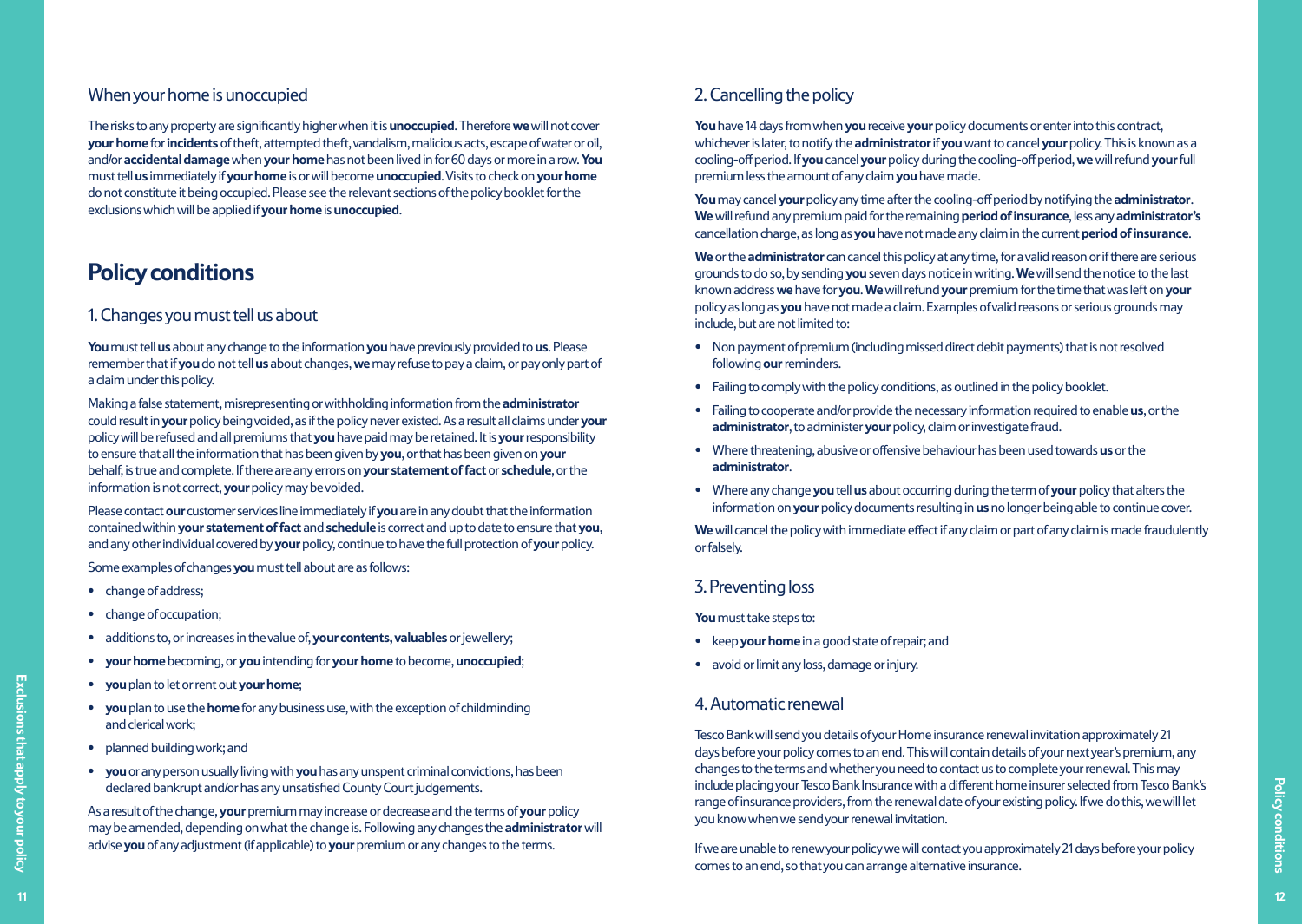### When your home is unoccupied

The risks to any property are significantly higher when it is **unoccupied**. Therefore **we** will not cover **your home** for **incidents** of theft, attempted theft, vandalism, malicious acts, escape of water or oil, and/or **accidental damage** when **your home** has not been lived in for 60 days or more in a row. **You** must tell **us** immediately if **your home** is or will become **unoccupied**. Visits to check on **your home** do not constitute it being occupied. Please see the relevant sections of the policy booklet for the exclusions which will be applied if **your home** is **unoccupied**.

## Policy conditions

### 1. Changes you must tell us about

**You** must tell **us** about any change to the information **you** have previously provided to **us**. Please remember that if **you** do not tell **us** about changes, **we** may refuse to pay a claim, or pay only part of a claim under this policy.

Making a false statement, misrepresenting or withholding information from the **administrator** could result in **your** policy being voided, as if the policy never existed. As a result all claims under **your** policy will be refused and all premiums that **you** have paid may be retained. It is **your** responsibility to ensure that all the information that has been given by **you**, or that has been given on **your** behalf, is true and complete. If there are any errors on **your statement of fact** or **schedule**, or the information is not correct, **your** policy may be voided.

Please contact **our** customer services line immediately if **you** are in any doubt that the information contained within **your statement of fact** and **schedule** is correct and up to date to ensure that **you**, and any other individual covered by **your** policy, continue to have the full protection of **your** policy.

Some examples of changes **you** must tell about are as follows:

- change of address;
- change of occupation;
- additions to, or increases in the value of, **your contents, valuables** or jewellery;
- **your home** becoming, or **you** intending for **your home** to become, **unoccupied**;
- **you** plan to let or rent out **your home**;
- **you** plan to use the **home** for any business use, with the exception of childminding and clerical work;
- planned building work; and
- **you** or any person usually living with **you** has any unspent criminal convictions, has been declared bankrupt and/or has any unsatisfied County Court judgements.

As a result of the change, **your** premium may increase or decrease and the terms of **your** policy may be amended, depending on what the change is. Following any changes the **administrator** will advise **you** of any adjustment (if applicable) to **your** premium or any changes to the terms.

### 2. Cancelling the policy

**You** have 14 days from when **you** receive **your** policy documents or enter into this contract, whichever is later, to notify the **administrator** if **you** want to cancel **your** policy. This is known as a cooling-off period. If **you** cancel **your** policy during the cooling-off period, **we** will refund **your** full premium less the amount of any claim **you** have made.

**You** may cancel **your** policy any time after the cooling-off period by notifying the **administrator**. **We** will refund any premium paid for the remaining **period of insurance**, less any **administrator's** cancellation charge, as long as **you** have not made any claim in the current **period of insurance**.

**We** or the **administrator** can cancel this policy at any time, for a valid reason or if there are serious grounds to do so, by sending **you** seven days notice in writing. **We** will send the notice to the last known address **we** have for **you**. **We** will refund **your** premium for the time that was left on **your** policy as long as **you** have not made a claim. Examples of valid reasons or serious grounds may include, but are not limited to:

- Non payment of premium (including missed direct debit payments) that is not resolved following **our** reminders.
- Failing to comply with the policy conditions, as outlined in the policy booklet.
- Failing to cooperate and/or provide the necessary information required to enable **us**, or the **administrator**, to administer **your** policy, claim or investigate fraud.
- Where threatening, abusive or offensive behaviour has been used towards **us** or the **administrator**.
- Where any change **you** tell **us** about occurring during the term of **your** policy that alters the information on **your** policy documents resulting in **us** no longer being able to continue cover.

**We** will cancel the policy with immediate effect if any claim or part of any claim is made fraudulently or falsely.

### 3. Preventing loss

**You** must take steps to:

- keep **your home** in a good state of repair; and
- avoid or limit any loss, damage or injury.

### 4. Automatic renewal

Tesco Bank will send you details of your Home insurance renewal invitation approximately 21 days before your policy comes to an end. This will contain details of your next year's premium, any changes to the terms and whether you need to contact us to complete your renewal. This may include placing your Tesco Bank Insurance with a different home insurer selected from Tesco Bank's range of insurance providers, from the renewal date of your existing policy. If we do this, we will let you know when we send your renewal invitation.

If we are unable to renew your policy we will contact you approximately 21 days before your policy comes to an end, so that you can arrange alternative insurance.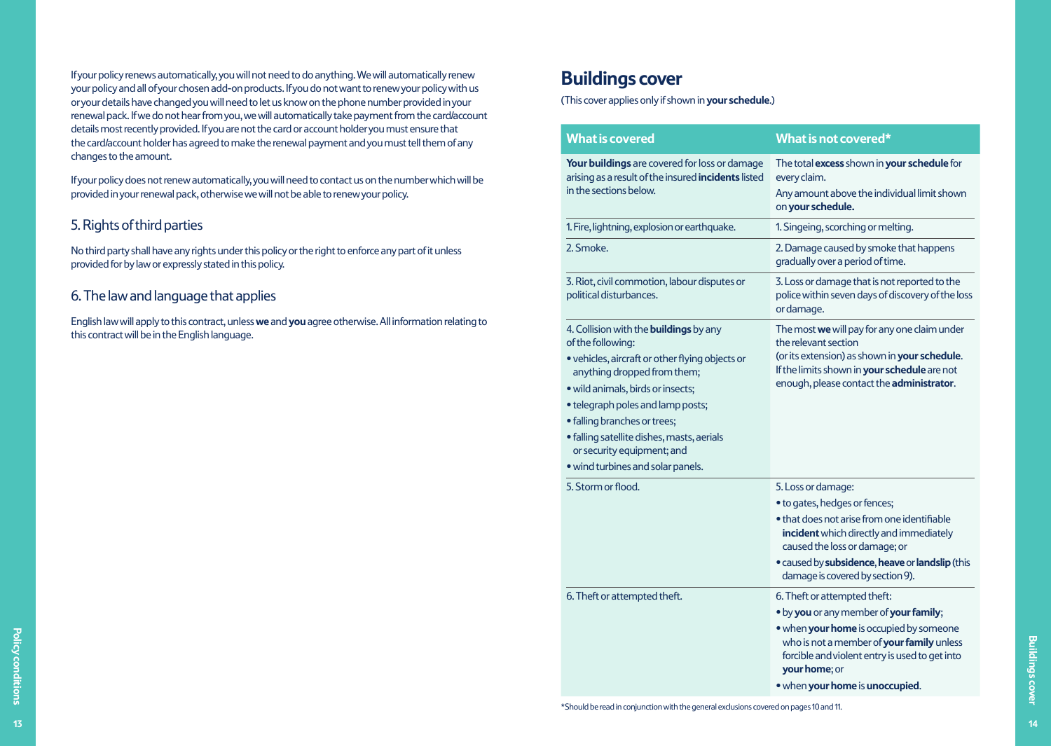If your policy renews automatically, you will not need to do anything. We will automatically renew your policy and all of your chosen add-on products. If you do not want to renew your policy with us or your details have changed you will need to let us know on the phone number provided in your renewal pack. If we do not hear from you, we will automatically take payment from the card/account details most recently provided. If you are not the card or account holder you must ensure that the card/account holder has agreed to make the renewal payment and you must tell them of any changes to the amount.

If your policy does not renew automatically, you will need to contact us on the number which will be provided in your renewal pack, otherwise we will not be able to renew your policy.

## 5. Rights of third parties

No third party shall have any rights under this policy or the right to enforce any part of it unless provided for by law or expressly stated in this policy.

## 6. The law and language that applies

English law will apply to this contract, unless **we** and **you** agree otherwise. All information relating to this contract will be in the English language.

# Buildings cover

(This cover applies only if shown in **your schedule**.)

| What is covered | What is not covered* |
|---|---|
| **Your buildings** are covered for loss or damage arising as a result of the insured **incidents** listed in the sections below. | The total **excess** shown in **your schedule** for every claim.<br>Any amount above the individual limit shown on **your schedule.** |
| 1. Fire, lightning, explosion or earthquake. | 1. Singeing, scorching or melting. |
| 2. Smoke. | 2. Damage caused by smoke that happens gradually over a period of time. |
| 3. Riot, civil commotion, labour disputes or political disturbances. | 3. Loss or damage that is not reported to the police within seven days of discovery of the loss or damage. |
| 4. Collision with the **buildings** by any of the following:<br>• vehicles, aircraft or other flying objects or anything dropped from them;<br>• wild animals, birds or insects;<br>• telegraph poles and lamp posts;<br>• falling branches or trees;<br>• falling satellite dishes, masts, aerials or security equipment; and<br>• wind turbines and solar panels. | The most **we** will pay for any one claim under the relevant section (or its extension) as shown in **your schedule**. If the limits shown in **your schedule** are not enough, please contact the **administrator**. |
| 5. Storm or flood. | 5. Loss or damage:<br>• to gates, hedges or fences;<br>• that does not arise from one identifiable **incident** which directly and immediately caused the loss or damage; or<br>• caused by **subsidence**, **heave** or **landslip** (this damage is covered by section 9). |
| 6. Theft or attempted theft. | 6. Theft or attempted theft:<br>• by **you** or any member of **your family**;<br>• when **your home** is occupied by someone who is not a member of **your family** unless forcible and violent entry is used to get into **your home**; or<br>• when **your home** is **unoccupied**. |

*Should be read in conjunction with the general exclusions covered on pages 10 and 11.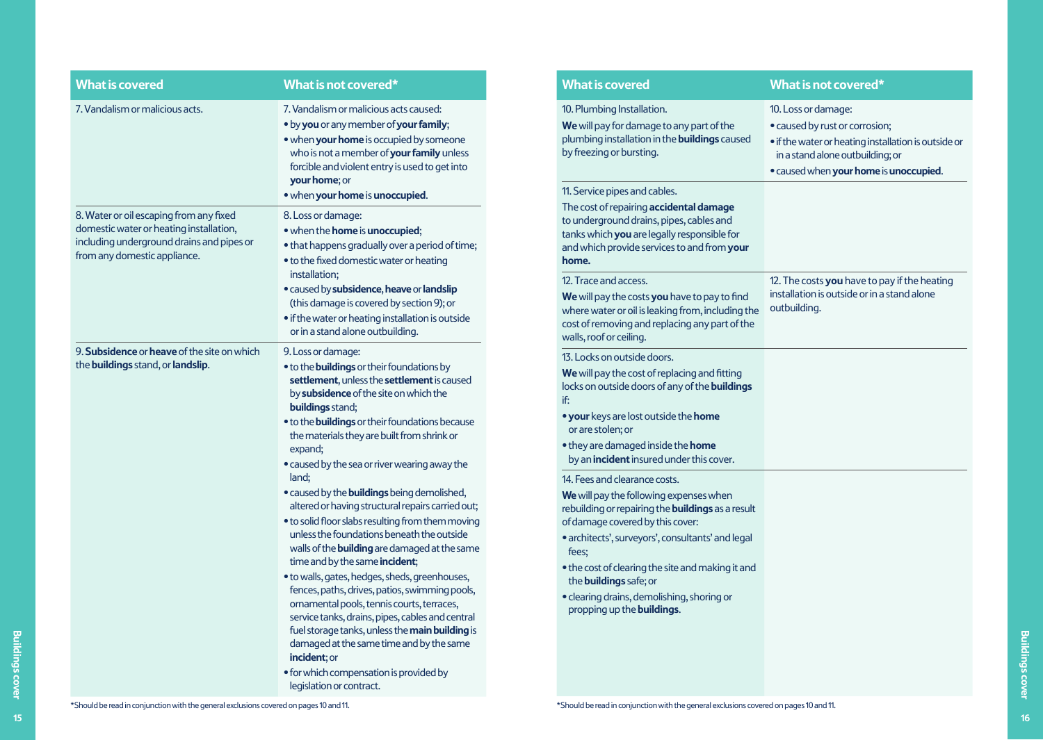| What is covered | What is not covered* |
|---|---|
| 7. Vandalism or malicious acts. | 7. Vandalism or malicious acts caused:<br>• by **you** or any member of **your family**;<br>• when **your home** is occupied by someone who is not a member of **your family** unless forcible and violent entry is used to get into **your home**; or<br>• when **your home** is **unoccupied**. |
| 8. Water or oil escaping from any fixed domestic water or heating installation, including underground drains and pipes or from any domestic appliance. | 8. Loss or damage:<br>• when the **home** is **unoccupied**;<br>• that happens gradually over a period of time;<br>• to the fixed domestic water or heating installation;<br>• caused by **subsidence**, **heave** or **landslip** (this damage is covered by section 9); or<br>• if the water or heating installation is outside or in a stand alone outbuilding. |
| 9. **Subsidence** or **heave** of the site on which the **buildings** stand, or **landslip**. | 9. Loss or damage:<br>• to the **buildings** or their foundations by **settlement**, unless the **settlement** is caused by **subsidence** of the site on which the **buildings** stand;<br>• to the **buildings** or their foundations because the materials they are built from shrink or expand;<br>• caused by the sea or river wearing away the land;<br>• caused by the **buildings** being demolished, altered or having structural repairs carried out;<br>• to solid floor slabs resulting from them moving unless the foundations beneath the outside walls of the **building** are damaged at the same time and by the same **incident**;<br>• to walls, gates, hedges, sheds, greenhouses, fences, paths, drives, patios, swimming pools, ornamental pools, tennis courts, terraces, service tanks, drains, pipes, cables and central fuel storage tanks, unless the **main building** is damaged at the same time and by the same **incident**; or<br>• for which compensation is provided by legislation or contract. |

*Should be read in conjunction with the general exclusions covered on pages 10 and 11.

| What is covered | What is not covered* |
|---|---|
| 10. Plumbing Installation.<br>**We** will pay for damage to any part of the plumbing installation in the **buildings** caused by freezing or bursting. | 10. Loss or damage:<br>• caused by rust or corrosion;<br>• if the water or heating installation is outside or in a stand alone outbuilding; or<br>• caused when **your home** is **unoccupied**. |
| 11. Service pipes and cables.<br>The cost of repairing **accidental damage** to underground drains, pipes, cables and tanks which **you** are legally responsible for and which provide services to and from **your home.** | |
| 12. Trace and access.<br>**We** will pay the costs **you** have to pay to find where water or oil is leaking from, including the cost of removing and replacing any part of the walls, roof or ceiling. | 12. The costs **you** have to pay if the heating installation is outside or in a stand alone outbuilding. |
| 13. Locks on outside doors.<br>**We** will pay the cost of replacing and fitting locks on outside doors of any of the **buildings** if:<br>• **your** keys are lost outside the **home** or are stolen; or<br>• they are damaged inside the **home** by an **incident** insured under this cover. | |
| 14. Fees and clearance costs.<br>**We** will pay the following expenses when rebuilding or repairing the **buildings** as a result of damage covered by this cover:<br>• architects', surveyors', consultants' and legal fees;<br>• the cost of clearing the site and making it and the **buildings** safe; or<br>• clearing drains, demolishing, shoring or propping up the **buildings**. | |

*Should be read in conjunction with the general exclusions covered on pages 10 and 11.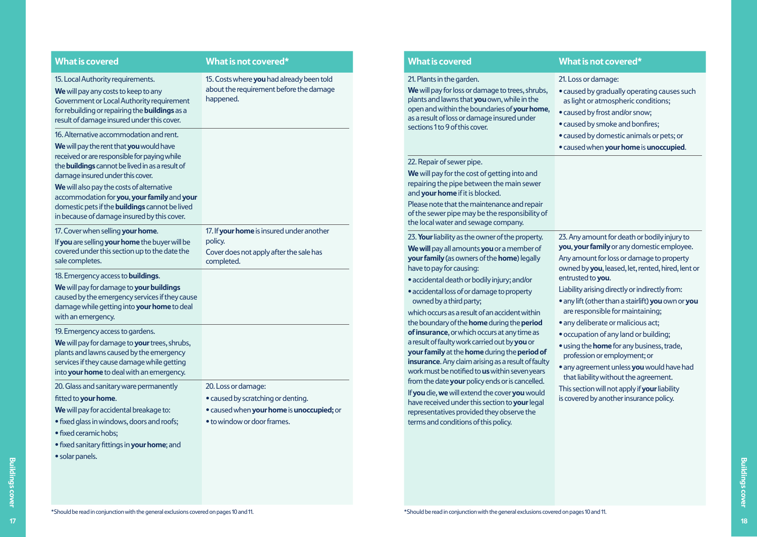| What is covered | What is not covered* |
|---|---|
| 15. Local Authority requirements.<br>**We** will pay any costs to keep to any Government or Local Authority requirement for rebuilding or repairing the **buildings** as a result of damage insured under this cover. | 15. Costs where **you** had already been told about the requirement before the damage happened. |
| 16. Alternative accommodation and rent.<br>**We** will pay the rent that **you** would have received or are responsible for paying while the **buildings** cannot be lived in as a result of damage insured under this cover.<br>**We** will also pay the costs of alternative accommodation for **you**, **your family** and **your** domestic pets if the **buildings** cannot be lived in because of damage insured by this cover. | |
| 17. Cover when selling **your home**.<br>If **you** are selling **your home** the buyer will be covered under this section up to the date the sale completes. | 17. If **your home** is insured under another policy.<br>Cover does not apply after the sale has completed. |
| 18. Emergency access to **buildings**.<br>**We** will pay for damage to **your buildings** caused by the emergency services if they cause damage while getting into **your home** to deal with an emergency. | |
| 19. Emergency access to gardens.<br>**We** will pay for damage to **your** trees, shrubs, plants and lawns caused by the emergency services if they cause damage while getting into **your home** to deal with an emergency. | |
| 20. Glass and sanitary ware permanently fitted to **your home**.<br>**We** will pay for accidental breakage to:<br>• fixed glass in windows, doors and roofs;<br>• fixed ceramic hobs;<br>• fixed sanitary fittings in **your home**; and<br>• solar panels. | 20. Loss or damage:<br>• caused by scratching or denting.<br>• caused when **your home** is **unoccupied**; or<br>• to window or door frames. |

*Should be read in conjunction with the general exclusions covered on pages 10 and 11.

| What is covered | What is not covered* |
|---|---|
| 21. Plants in the garden.<br>**We** will pay for loss or damage to trees, shrubs, plants and lawns that **you** own, while in the open and within the boundaries of **your home**, as a result of loss or damage insured under sections 1 to 9 of this cover. | 21. Loss or damage:<br>• caused by gradually operating causes such as light or atmospheric conditions;<br>• caused by frost and/or snow;<br>• caused by smoke and bonfires;<br>• caused by domestic animals or pets; or<br>• caused when **your home** is **unoccupied**. |
| 22. Repair of sewer pipe.<br>**We** will pay for the cost of getting into and repairing the pipe between the main sewer and **your home** if it is blocked.<br>Please note that the maintenance and repair of the sewer pipe may be the responsibility of the local water and sewage company. | |
| 23. **Your** liability as the owner of the property.<br>**We will** pay all amounts **you** or a member of **your family** (as owners of the **home**) legally have to pay for causing:<br>• accidental death or bodily injury; and/or<br>• accidental loss of or damage to property owned by a third party;<br>which occurs as a result of an accident within the boundary of the **home** during the **period of insurance**, or which occurs at any time as a result of faulty work carried out by **you** or **your family** at the **home** during the **period of insurance**. Any claim arising as a result of faulty work must be notified to **us** within seven years from the date **your** policy ends or is cancelled.<br>If **you** die, **we** will extend the cover **you** would have received under this section to **your** legal representatives provided they observe the terms and conditions of this policy. | 23. Any amount for death or bodily injury to **you**, **your family** or any domestic employee.<br>Any amount for loss or damage to property owned by **you**, leased, let, rented, hired, lent or entrusted to **you**.<br>Liability arising directly or indirectly from:<br>• any lift (other than a stairlift) **you** own or **you** are responsible for maintaining;<br>• any deliberate or malicious act;<br>• occupation of any land or building;<br>• using the **home** for any business, trade, profession or employment; or<br>• any agreement unless **you** would have had that liability without the agreement.<br>This section will not apply if **your** liability is covered by another insurance policy. |

*Should be read in conjunction with the general exclusions covered on pages 10 and 11.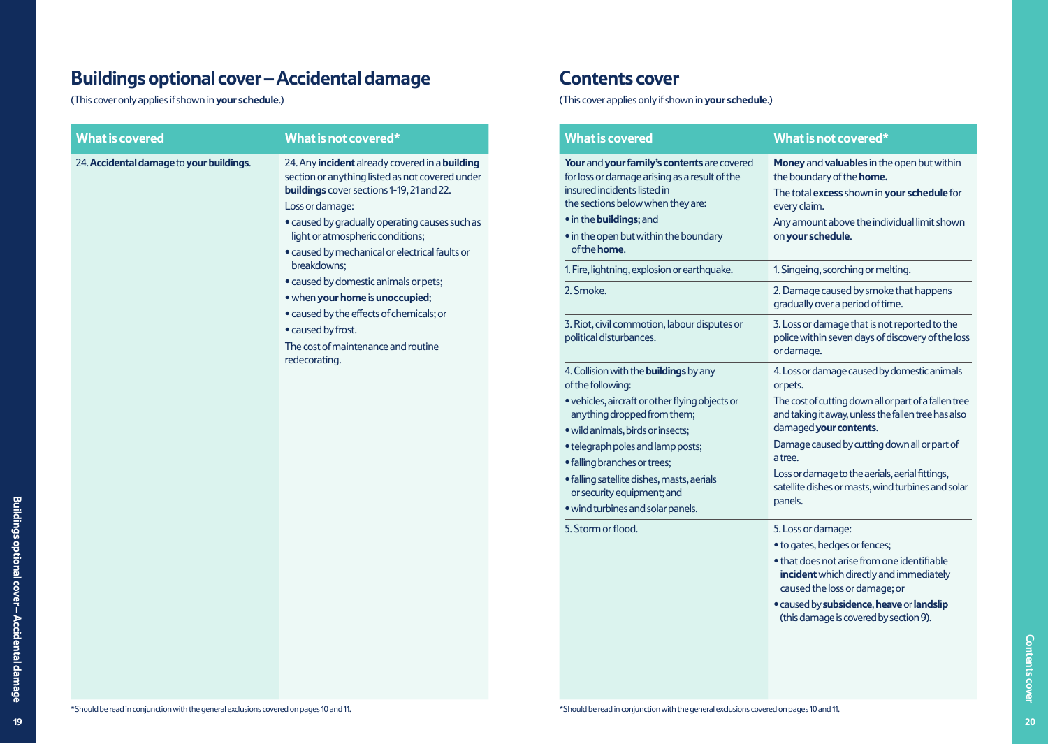## Buildings optional cover – Accidental damage

(This cover only applies if shown in **your schedule**.)

| What is covered | What is not covered* |
|---|---|
| 24. **Accidental damage** to **your buildings**. | 24. Any **incident** already covered in a **building** section or anything listed as not covered under **buildings** cover sections 1-19, 21 and 22. <br><br> Loss or damage: <br> • caused by gradually operating causes such as light or atmospheric conditions; <br> • caused by mechanical or electrical faults or breakdowns; <br> • caused by domestic animals or pets; <br> • when **your home** is **unoccupied**; <br> • caused by the effects of chemicals; or <br> • caused by frost. <br><br> The cost of maintenance and routine redecorating. |

*Should be read in conjunction with the general exclusions covered on pages 10 and 11.

## Contents cover

(This cover applies only if shown in **your schedule**.)

| What is covered | What is not covered* |
|---|---|
| **Your** and **your family's contents** are covered for loss or damage arising as a result of the insured incidents listed in the sections below when they are: <br> • in the **buildings**; and <br> • in the open but within the boundary of the **home**. | **Money** and **valuables** in the open but within the boundary of the **home.** <br><br> The total **excess** shown in **your schedule** for every claim. <br><br> Any amount above the individual limit shown on **your schedule**. |
| 1. Fire, lightning, explosion or earthquake. | 1. Singeing, scorching or melting. |
| 2. Smoke. | 2. Damage caused by smoke that happens gradually over a period of time. |
| 3. Riot, civil commotion, labour disputes or political disturbances. | 3. Loss or damage that is not reported to the police within seven days of discovery of the loss or damage. |
| 4. Collision with the **buildings** by any of the following: <br> • vehicles, aircraft or other flying objects or anything dropped from them; <br> • wild animals, birds or insects; <br> • telegraph poles and lamp posts; <br> • falling branches or trees; <br> • falling satellite dishes, masts, aerials or security equipment; and <br> • wind turbines and solar panels. | 4. Loss or damage caused by domestic animals or pets. <br><br> The cost of cutting down all or part of a fallen tree and taking it away, unless the fallen tree has also damaged **your contents**. <br><br> Damage caused by cutting down all or part of a tree. <br><br> Loss or damage to the aerials, aerial fittings, satellite dishes or masts, wind turbines and solar panels. |
| 5. Storm or flood. | 5. Loss or damage: <br> • to gates, hedges or fences; <br> • that does not arise from one identifiable **incident** which directly and immediately caused the loss or damage; or <br> • caused by **subsidence**, **heave** or **landslip** (this damage is covered by section 9). |

*Should be read in conjunction with the general exclusions covered on pages 10 and 11.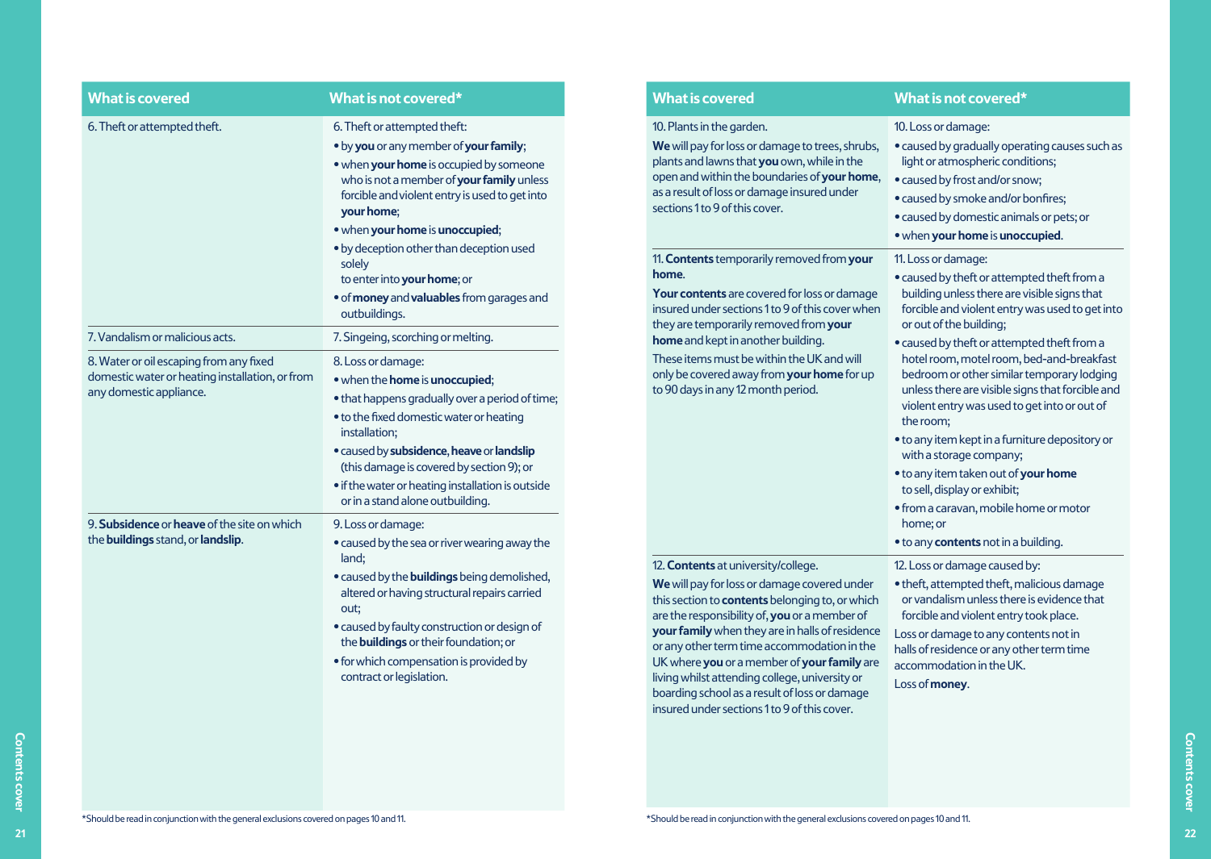| What is covered | What is not covered* |
| --- | --- |
| 6. Theft or attempted theft. | 6. Theft or attempted theft:<br>• by **you** or any member of **your family**;<br>• when **your home** is occupied by someone who is not a member of **your family** unless forcible and violent entry is used to get into **your home**;<br>• when **your home** is **unoccupied**;<br>• by deception other than deception used solely to enter into **your home**; or<br>• of **money** and **valuables** from garages and outbuildings. |
| 7. Vandalism or malicious acts. | 7. Singeing, scorching or melting. |
| 8. Water or oil escaping from any fixed domestic water or heating installation, or from any domestic appliance. | 8. Loss or damage:<br>• when the **home** is **unoccupied**;<br>• that happens gradually over a period of time;<br>• to the fixed domestic water or heating installation;<br>• caused by **subsidence**, **heave** or **landslip** (this damage is covered by section 9); or<br>• if the water or heating installation is outside or in a stand alone outbuilding. |
| 9. **Subsidence** or **heave** of the site on which the **buildings** stand, or **landslip**. | 9. Loss or damage:<br>• caused by the sea or river wearing away the land;<br>• caused by the **buildings** being demolished, altered or having structural repairs carried out;<br>• caused by faulty construction or design of the **buildings** or their foundation; or<br>• for which compensation is provided by contract or legislation. |

*Should be read in conjunction with the general exclusions covered on pages 10 and 11.

| What is covered | What is not covered* |
| --- | --- |
| 10. Plants in the garden.<br>**We** will pay for loss or damage to trees, shrubs, plants and lawns that **you** own, while in the open and within the boundaries of **your home**, as a result of loss or damage insured under sections 1 to 9 of this cover. | 10. Loss or damage:<br>• caused by gradually operating causes such as light or atmospheric conditions;<br>• caused by frost and/or snow;<br>• caused by smoke and/or bonfires;<br>• caused by domestic animals or pets; or<br>• when **your home** is **unoccupied**. |
| 11. **Contents** temporarily removed from **your home**.<br>**Your contents** are covered for loss or damage insured under sections 1 to 9 of this cover when they are temporarily removed from **your home** and kept in another building.<br>These items must be within the UK and will only be covered away from **your home** for up to 90 days in any 12 month period. | 11. Loss or damage:<br>• caused by theft or attempted theft from a building unless there are visible signs that forcible and violent entry was used to get into or out of the building;<br>• caused by theft or attempted theft from a hotel room, motel room, bed-and-breakfast bedroom or other similar temporary lodging unless there are visible signs that forcible and violent entry was used to get into or out of the room;<br>• to any item kept in a furniture depository or with a storage company;<br>• to any item taken out of **your home** to sell, display or exhibit;<br>• from a caravan, mobile home or motor home; or<br>• to any **contents** not in a building. |
| 12. **Contents** at university/college.<br>**We** will pay for loss or damage covered under this section to **contents** belonging to, or which are the responsibility of, **you** or a member of **your family** when they are in halls of residence or any other term time accommodation in the UK where **you** or a member of **your family** are living whilst attending college, university or boarding school as a result of loss or damage insured under sections 1 to 9 of this cover. | 12. Loss or damage caused by:<br>• theft, attempted theft, malicious damage or vandalism unless there is evidence that forcible and violent entry took place.<br>Loss or damage to any contents not in halls of residence or any other term time accommodation in the UK.<br>Loss of **money**. |

*Should be read in conjunction with the general exclusions covered on pages 10 and 11.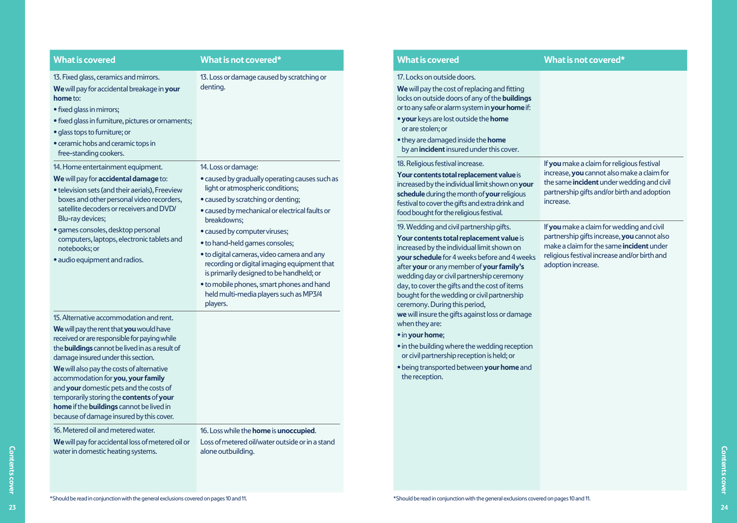| What is covered | What is not covered* |
|---|---|
| 13. Fixed glass, ceramics and mirrors.<br>**We** will pay for accidental breakage in **your home** to:<br>• fixed glass in mirrors;<br>• fixed glass in furniture, pictures or ornaments;<br>• glass tops to furniture; or<br>• ceramic hobs and ceramic tops in free-standing cookers. | 13. Loss or damage caused by scratching or denting. |
| 14. Home entertainment equipment.<br>**We** will pay for **accidental damage** to:<br>• television sets (and their aerials), Freeview boxes and other personal video recorders, satellite decoders or receivers and DVD/Blu-ray devices;<br>• games consoles, desktop personal computers, laptops, electronic tablets and notebooks; or<br>• audio equipment and radios. | 14. Loss or damage:<br>• caused by gradually operating causes such as light or atmospheric conditions;<br>• caused by scratching or denting;<br>• caused by mechanical or electrical faults or breakdowns;<br>• caused by computer viruses;<br>• to hand-held games consoles;<br>• to digital cameras, video camera and any recording or digital imaging equipment that is primarily designed to be handheld; or<br>• to mobile phones, smart phones and hand held multi-media players such as MP3/4 players. |
| 15. Alternative accommodation and rent.<br>**We** will pay the rent that **you** would have received or are responsible for paying while the **buildings** cannot be lived in as a result of damage insured under this section.<br>**We** will also pay the costs of alternative accommodation for **you**, **your family** and **your** domestic pets and the costs of temporarily storing the **contents** of **your home** if the **buildings** cannot be lived in because of damage insured by this cover. | |
| 16. Metered oil and metered water.<br>**We** will pay for accidental loss of metered oil or water in domestic heating systems. | 16. Loss while the **home** is **unoccupied**.<br>Loss of metered oil/water outside or in a stand alone outbuilding. |

*Should be read in conjunction with the general exclusions covered on pages 10 and 11.

| What is covered | What is not covered* |
|---|---|
| 17. Locks on outside doors.<br>**We** will pay the cost of replacing and fitting locks on outside doors of any of the **buildings** or to any safe or alarm system in **your home** if:<br>• **your** keys are lost outside the **home** or are stolen; or<br>• they are damaged inside the **home** by an **incident** insured under this cover. | |
| 18. Religious festival increase.<br>**Your contents total replacement value** is increased by the individual limit shown on **your schedule** during the month of **your** religious festival to cover the gifts and extra drink and food bought for the religious festival. | If **you** make a claim for religious festival increase, **you** cannot also make a claim for the same **incident** under wedding and civil partnership gifts and/or birth and adoption increase. |
| 19. Wedding and civil partnership gifts.<br>**Your contents total replacement value** is increased by the individual limit shown on **your schedule** for 4 weeks before and 4 weeks after **your** or any member of **your family's** wedding day or civil partnership ceremony day, to cover the gifts and the cost of items bought for the wedding or civil partnership ceremony. During this period, **we** will insure the gifts against loss or damage when they are:<br>• in **your home**;<br>• in the building where the wedding reception or civil partnership reception is held; or<br>• being transported between **your home** and the reception. | If **you** make a claim for wedding and civil partnership gifts increase, **you** cannot also make a claim for the same **incident** under religious festival increase and/or birth and adoption increase. |

*Should be read in conjunction with the general exclusions covered on pages 10 and 11.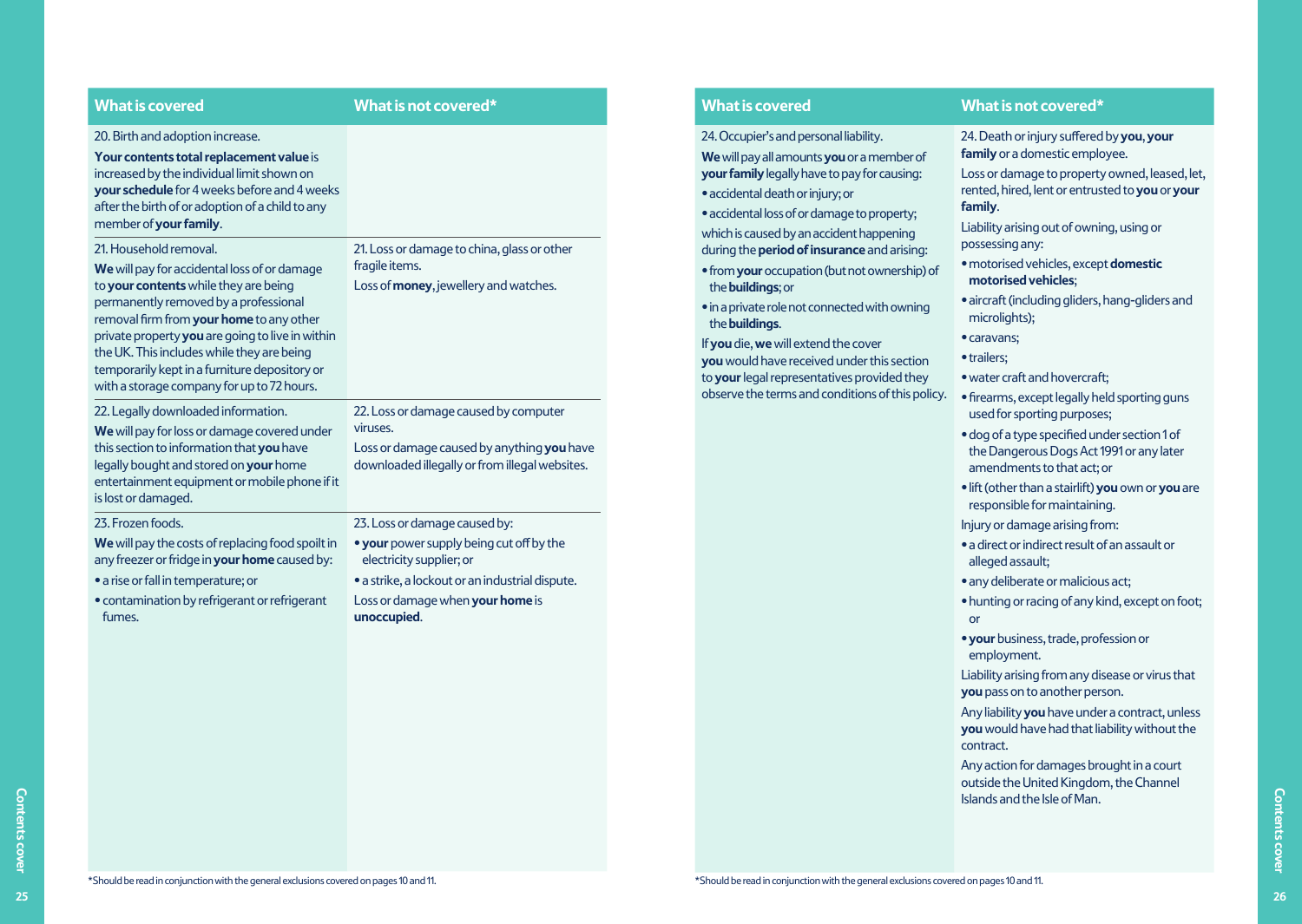| What is covered | What is not covered* |
| --- | --- |
| 20. Birth and adoption increase.<br><br>**Your contents total replacement value** is increased by the individual limit shown on **your schedule** for 4 weeks before and 4 weeks after the birth of or adoption of a child to any member of **your family**. | |
| 21. Household removal.<br><br>**We** will pay for accidental loss of or damage to **your contents** while they are being permanently removed by a professional removal firm from **your home** to any other private property **you** are going to live in within the UK. This includes while they are being temporarily kept in a furniture depository or with a storage company for up to 72 hours. | 21. Loss or damage to china, glass or other fragile items.<br><br>Loss of **money**, jewellery and watches. |
| 22. Legally downloaded information.<br><br>**We** will pay for loss or damage covered under this section to information that **you** have legally bought and stored on **your** home entertainment equipment or mobile phone if it is lost or damaged. | 22. Loss or damage caused by computer viruses.<br><br>Loss or damage caused by anything **you** have downloaded illegally or from illegal websites. |
| 23. Frozen foods.<br><br>**We** will pay the costs of replacing food spoilt in any freezer or fridge in **your home** caused by:<br>• a rise or fall in temperature; or<br>• contamination by refrigerant or refrigerant fumes. | 23. Loss or damage caused by:<br>• **your** power supply being cut off by the electricity supplier; or<br>• a strike, a lockout or an industrial dispute.<br><br>Loss or damage when **your home** is **unoccupied**. |

*Should be read in conjunction with the general exclusions covered on pages 10 and 11.

| What is covered | What is not covered* |
| --- | --- |
| 24. Occupier's and personal liability.<br><br>**We** will pay all amounts **you** or a member of **your family** legally have to pay for causing:<br>• accidental death or injury; or<br>• accidental loss of or damage to property;<br><br>which is caused by an accident happening during the **period of insurance** and arising:<br>• from **your** occupation (but not ownership) of the **buildings**; or<br>• in a private role not connected with owning the **buildings**.<br><br>If **you** die, **we** will extend the cover **you** would have received under this section to **your** legal representatives provided they observe the terms and conditions of this policy. | 24. Death or injury suffered by **you**, **your family** or a domestic employee.<br><br>Loss or damage to property owned, leased, let, rented, hired, lent or entrusted to **you** or **your family**.<br><br>Liability arising out of owning, using or possessing any:<br>• motorised vehicles, except **domestic motorised vehicles**;<br>• aircraft (including gliders, hang-gliders and microlights);<br>• caravans;<br>• trailers;<br>• water craft and hovercraft;<br>• firearms, except legally held sporting guns used for sporting purposes;<br>• dog of a type specified under section 1 of the Dangerous Dogs Act 1991 or any later amendments to that act; or<br>• lift (other than a stairlift) **you** own or **you** are responsible for maintaining.<br><br>Injury or damage arising from:<br>• a direct or indirect result of an assault or alleged assault;<br>• any deliberate or malicious act;<br>• hunting or racing of any kind, except on foot; or<br>• **your** business, trade, profession or employment.<br><br>Liability arising from any disease or virus that **you** pass on to another person.<br><br>Any liability **you** have under a contract, unless **you** would have had that liability without the contract.<br><br>Any action for damages brought in a court outside the United Kingdom, the Channel Islands and the Isle of Man. |

*Should be read in conjunction with the general exclusions covered on pages 10 and 11.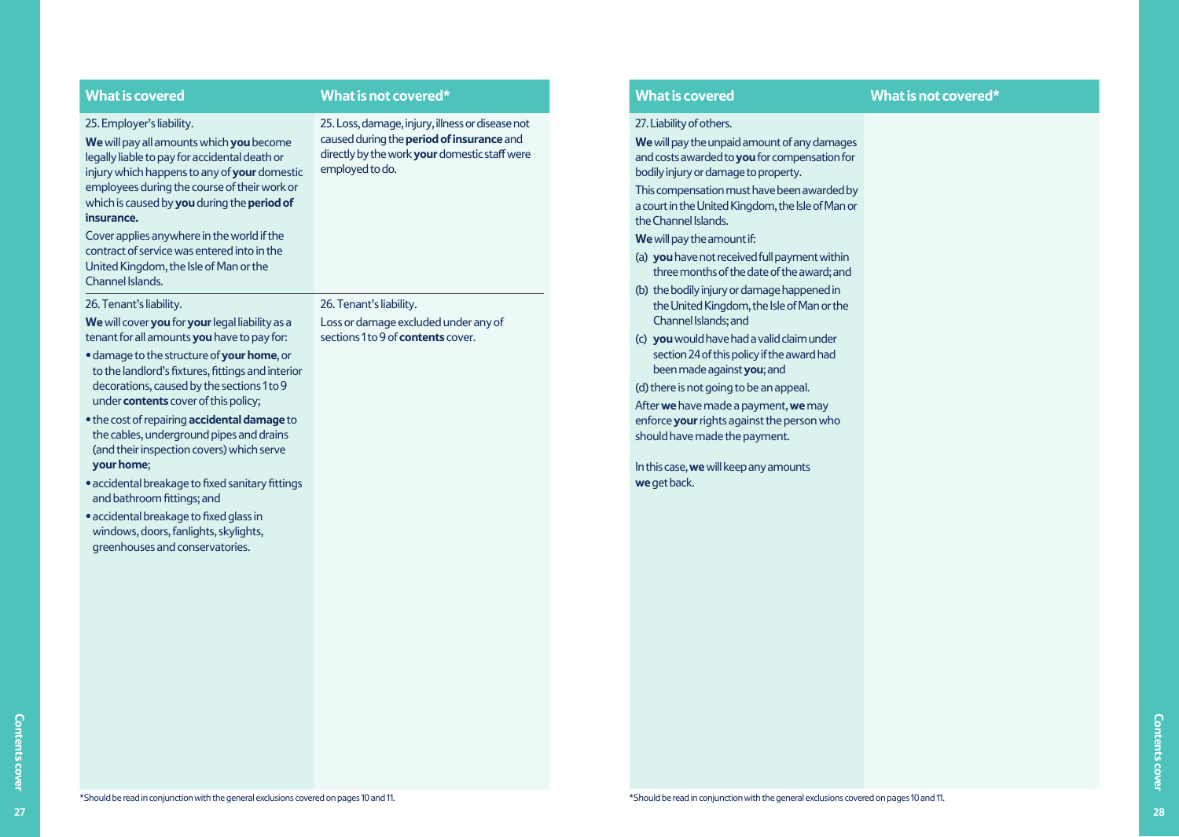| What is covered | What is not covered* |
| --- | --- |
| 25. Employer's liability.<br><br>**We** will pay all amounts which **you** become legally liable to pay for accidental death or injury which happens to any of **your** domestic employees during the course of their work or which is caused by **you** during the **period of insurance.**<br><br>Cover applies anywhere in the world if the contract of service was entered into in the United Kingdom, the Isle of Man or the Channel Islands. | 25. Loss, damage, injury, illness or disease not caused during the **period of insurance** and directly by the work **your** domestic staff were employed to do. |
| 26. Tenant's liability.<br><br>**We** will cover **you** for **your** legal liability as a tenant for all amounts **you** have to pay for:<br><br>• damage to the structure of **your home**, or to the landlord's fixtures, fittings and interior decorations, caused by the sections 1 to 9 under **contents** cover of this policy;<br>• the cost of repairing **accidental damage** to the cables, underground pipes and drains (and their inspection covers) which serve **your home**;<br>• accidental breakage to fixed sanitary fittings and bathroom fittings; and<br>• accidental breakage to fixed glass in windows, doors, fanlights, skylights, greenhouses and conservatories. | 26. Tenant's liability.<br><br>Loss or damage excluded under any of sections 1 to 9 of **contents** cover. |

*Should be read in conjunction with the general exclusions covered on pages 10 and 11.

| What is covered | What is not covered* |
| --- | --- |
| 27. Liability of others.<br><br>**We** will pay the unpaid amount of any damages and costs awarded to **you** for compensation for bodily injury or damage to property.<br><br>This compensation must have been awarded by a court in the United Kingdom, the Isle of Man or the Channel Islands.<br><br>**We** will pay the amount if:<br><br>(a) **you** have not received full payment within three months of the date of the award; and<br>(b) the bodily injury or damage happened in the United Kingdom, the Isle of Man or the Channel Islands; and<br>(c) **you** would have had a valid claim under section 24 of this policy if the award had been made against **you**; and<br>(d) there is not going to be an appeal.<br><br>After **we** have made a payment, **we** may enforce **your** rights against the person who should have made the payment.<br><br>In this case, **we** will keep any amounts **we** get back. | |

*Should be read in conjunction with the general exclusions covered on pages 10 and 11.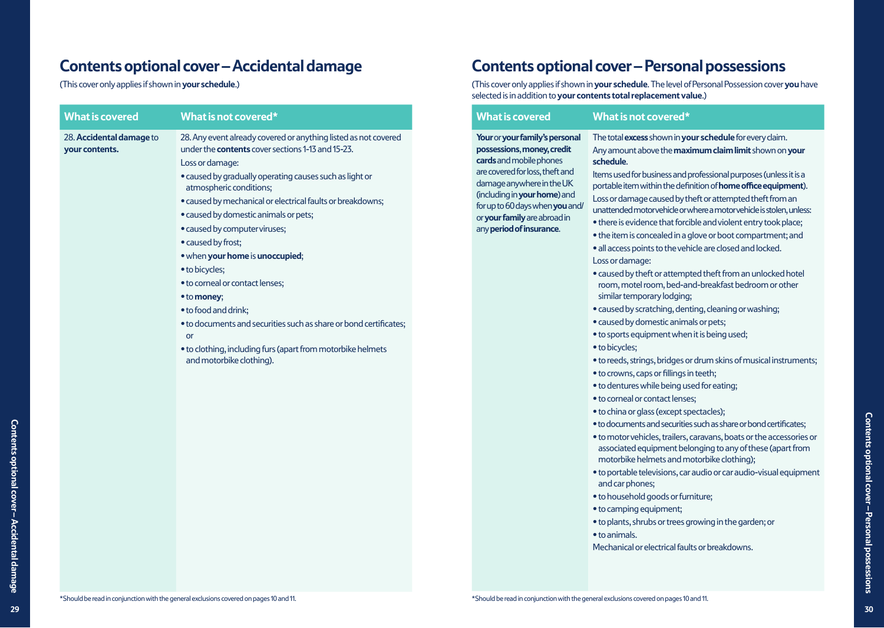## Contents optional cover – Accidental damage

(This cover only applies if shown in **your schedule**.)

| What is covered | What is not covered* |
|---|---|
| 28. **Accidental damage** to **your contents.** | 28. Any event already covered or anything listed as not covered under the **contents** cover sections 1-13 and 15-23.<br>Loss or damage:<br>• caused by gradually operating causes such as light or atmospheric conditions;<br>• caused by mechanical or electrical faults or breakdowns;<br>• caused by domestic animals or pets;<br>• caused by computer viruses;<br>• caused by frost;<br>• when **your home** is **unoccupied**;<br>• to bicycles;<br>• to corneal or contact lenses;<br>• to **money**;<br>• to food and drink;<br>• to documents and securities such as share or bond certificates; or<br>• to clothing, including furs (apart from motorbike helmets and motorbike clothing). |

*Should be read in conjunction with the general exclusions covered on pages 10 and 11.

## Contents optional cover – Personal possessions

(This cover only applies if shown in **your schedule**. The level of Personal Possession cover **you** have selected is in addition to **your contents total replacement value**.)

| What is covered | What is not covered* |
|---|---|
| **Your** or **your family's personal possessions, money, credit cards** and mobile phones are covered for loss, theft and damage anywhere in the UK (including in **your home**) and for up to 60 days when **you** and/or **your family** are abroad in any **period of insurance**. | The total **excess** shown in **your schedule** for every claim.<br>Any amount above the **maximum claim limit** shown on **your schedule**.<br>Items used for business and professional purposes (unless it is a portable item within the definition of **home office equipment**).<br>Loss or damage caused by theft or attempted theft from an unattended motor vehicle or where a motor vehicle is stolen, unless:<br>• there is evidence that forcible and violent entry took place;<br>• the item is concealed in a glove or boot compartment; and<br>• all access points to the vehicle are closed and locked.<br>Loss or damage:<br>• caused by theft or attempted theft from an unlocked hotel room, motel room, bed-and-breakfast bedroom or other similar temporary lodging;<br>• caused by scratching, denting, cleaning or washing;<br>• caused by domestic animals or pets;<br>• to sports equipment when it is being used;<br>• to bicycles;<br>• to reeds, strings, bridges or drum skins of musical instruments;<br>• to crowns, caps or fillings in teeth;<br>• to dentures while being used for eating;<br>• to corneal or contact lenses;<br>• to china or glass (except spectacles);<br>• to documents and securities such as share or bond certificates;<br>• to motor vehicles, trailers, caravans, boats or the accessories or associated equipment belonging to any of these (apart from motorbike helmets and motorbike clothing);<br>• to portable televisions, car audio or car audio-visual equipment and car phones;<br>• to household goods or furniture;<br>• to camping equipment;<br>• to plants, shrubs or trees growing in the garden; or<br>• to animals.<br>Mechanical or electrical faults or breakdowns. |

*Should be read in conjunction with the general exclusions covered on pages 10 and 11.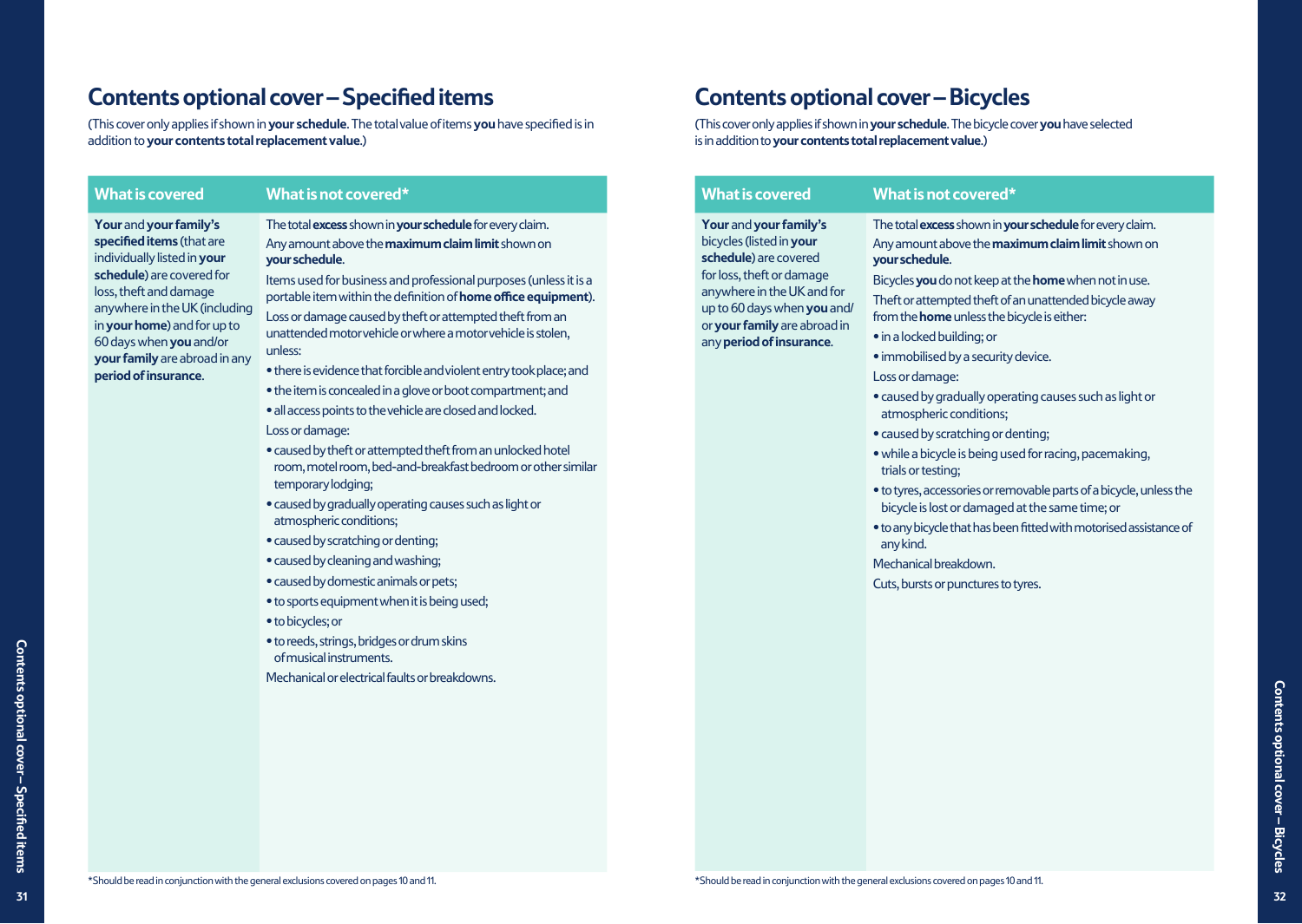## Contents optional cover – Specified items

(This cover only applies if shown in **your schedule**. The total value of items **you** have specified is in addition to **your contents total replacement value**.)

| What is covered | What is not covered* |
|---|---|
| **Your** and **your family's specified items** (that are individually listed in **your schedule**) are covered for loss, theft and damage anywhere in the UK (including in **your home**) and for up to 60 days when **you** and/or **your family** are abroad in any **period of insurance**. | The total **excess** shown in **your schedule** for every claim.<br><br>Any amount above the **maximum claim limit** shown on **your schedule**.<br><br>Items used for business and professional purposes (unless it is a portable item within the definition of **home office equipment**).<br><br>Loss or damage caused by theft or attempted theft from an unattended motor vehicle or where a motor vehicle is stolen, unless:<br>• there is evidence that forcible and violent entry took place; and<br>• the item is concealed in a glove or boot compartment; and<br>• all access points to the vehicle are closed and locked.<br><br>Loss or damage:<br>• caused by theft or attempted theft from an unlocked hotel room, motel room, bed-and-breakfast bedroom or other similar temporary lodging;<br>• caused by gradually operating causes such as light or atmospheric conditions;<br>• caused by scratching or denting;<br>• caused by cleaning and washing;<br>• caused by domestic animals or pets;<br>• to sports equipment when it is being used;<br>• to bicycles; or<br>• to reeds, strings, bridges or drum skins of musical instruments.<br><br>Mechanical or electrical faults or breakdowns. |

*Should be read in conjunction with the general exclusions covered on pages 10 and 11.

## Contents optional cover – Bicycles

(This cover only applies if shown in **your schedule**. The bicycle cover **you** have selected is in addition to **your contents total replacement value**.)

| What is covered | What is not covered* |
|---|---|
| **Your** and **your family's** bicycles (listed in **your schedule**) are covered for loss, theft or damage anywhere in the UK and for up to 60 days when **you** and/or **your family** are abroad in any **period of insurance**. | The total **excess** shown in **your schedule** for every claim.<br><br>Any amount above the **maximum claim limit** shown on **your schedule**.<br><br>Bicycles **you** do not keep at the **home** when not in use.<br><br>Theft or attempted theft of an unattended bicycle away from the **home** unless the bicycle is either:<br>• in a locked building; or<br>• immobilised by a security device.<br><br>Loss or damage:<br>• caused by gradually operating causes such as light or atmospheric conditions;<br>• caused by scratching or denting;<br>• while a bicycle is being used for racing, pacemaking, trials or testing;<br>• to tyres, accessories or removable parts of a bicycle, unless the bicycle is lost or damaged at the same time; or<br>• to any bicycle that has been fitted with motorised assistance of any kind.<br><br>Mechanical breakdown.<br><br>Cuts, bursts or punctures to tyres. |

*Should be read in conjunction with the general exclusions covered on pages 10 and 11.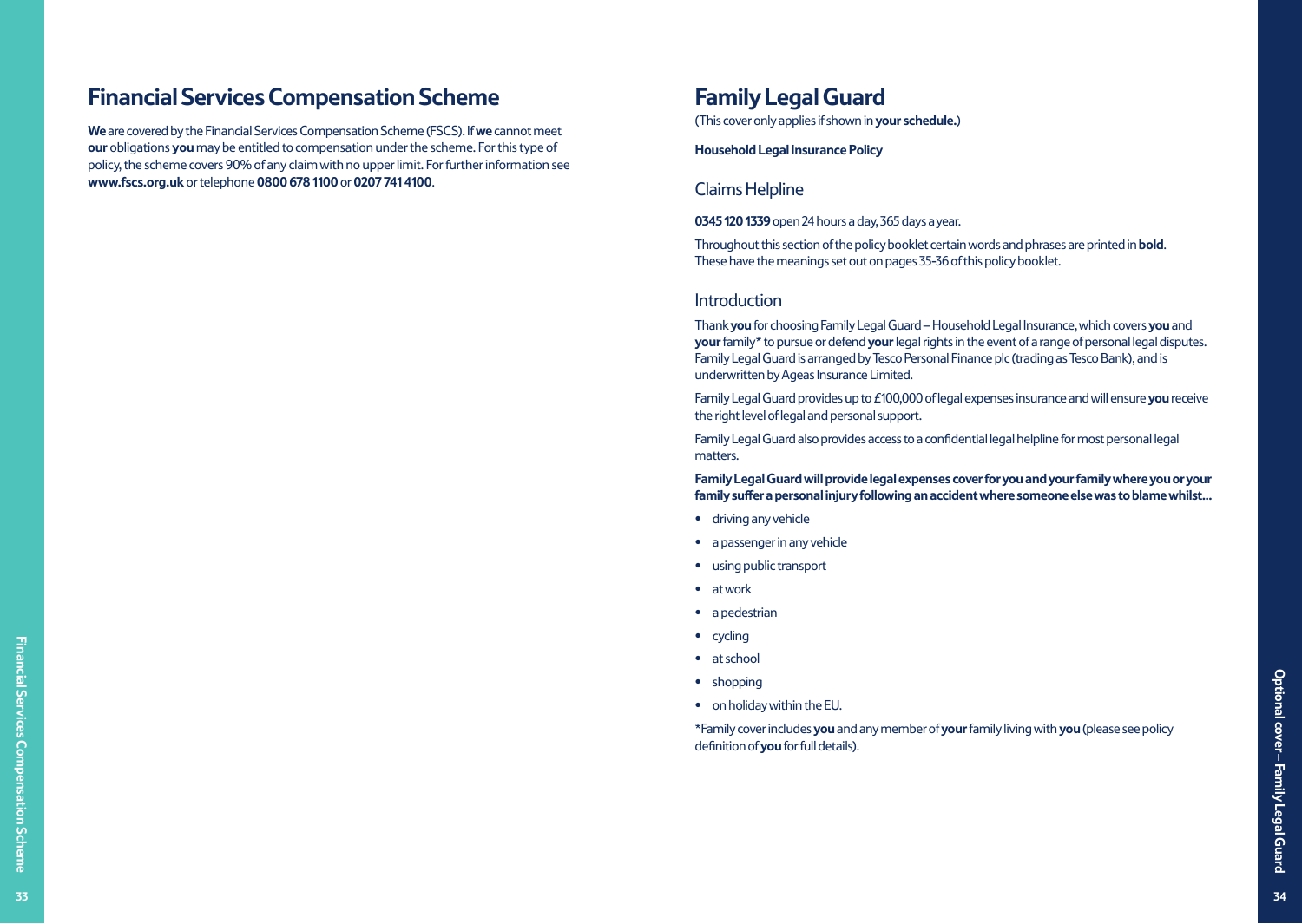## Financial Services Compensation Scheme

**We** are covered by the Financial Services Compensation Scheme (FSCS). If **we** cannot meet **our** obligations **you** may be entitled to compensation under the scheme. For this type of policy, the scheme covers 90% of any claim with no upper limit. For further information see **www.fscs.org.uk** or telephone **0800 678 1100** or **0207 741 4100**.

## Family Legal Guard

(This cover only applies if shown in **your schedule.**)

**Household Legal Insurance Policy**

### Claims Helpline

**0345 120 1339** open 24 hours a day, 365 days a year.

Throughout this section of the policy booklet certain words and phrases are printed in **bold**. These have the meanings set out on pages 35-36 of this policy booklet.

### Introduction

Thank **you** for choosing Family Legal Guard – Household Legal Insurance, which covers **you** and **your** family* to pursue or defend **your** legal rights in the event of a range of personal legal disputes. Family Legal Guard is arranged by Tesco Personal Finance plc (trading as Tesco Bank), and is underwritten by Ageas Insurance Limited.

Family Legal Guard provides up to £100,000 of legal expenses insurance and will ensure **you** receive the right level of legal and personal support.

Family Legal Guard also provides access to a confidential legal helpline for most personal legal matters.

**Family Legal Guard will provide legal expenses cover for you and your family where you or your family suffer a personal injury following an accident where someone else was to blame whilst...**

- driving any vehicle
- a passenger in any vehicle
- using public transport
- at work
- a pedestrian
- cycling
- at school
- shopping
- on holiday within the EU.

*Family cover includes **you** and any member of **your** family living with **you** (please see policy definition of **you** for full details).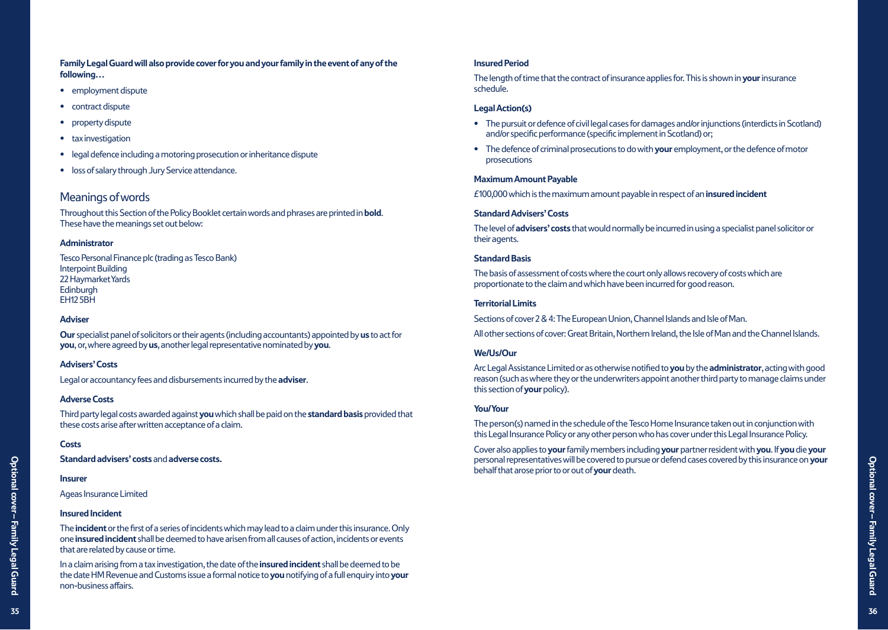**Family Legal Guard will also provide cover for you and your family in the event of any of the following…**

- employment dispute
- contract dispute
- property dispute
- tax investigation
- legal defence including a motoring prosecution or inheritance dispute
- loss of salary through Jury Service attendance.

## Meanings of words

Throughout this Section of the Policy Booklet certain words and phrases are printed in **bold**. These have the meanings set out below:

**Administrator**

Tesco Personal Finance plc (trading as Tesco Bank)
Interpoint Building
22 Haymarket Yards
Edinburgh
EH12 5BH

**Adviser**

**Our** specialist panel of solicitors or their agents (including accountants) appointed by **us** to act for **you**, or, where agreed by **us**, another legal representative nominated by **you**.

**Advisers' Costs**

Legal or accountancy fees and disbursements incurred by the **adviser**.

**Adverse Costs**

Third party legal costs awarded against **you** which shall be paid on the **standard basis** provided that these costs arise after written acceptance of a claim.

**Costs**

**Standard advisers' costs** and **adverse costs.**

**Insurer**

Ageas Insurance Limited

**Insured Incident**

The **incident** or the first of a series of incidents which may lead to a claim under this insurance. Only one **insured incident** shall be deemed to have arisen from all causes of action, incidents or events that are related by cause or time.

In a claim arising from a tax investigation, the date of the **insured incident** shall be deemed to be the date HM Revenue and Customs issue a formal notice to **you** notifying of a full enquiry into **your** non-business affairs.

**Insured Period**

The length of time that the contract of insurance applies for. This is shown in **your** insurance schedule.

**Legal Action(s)**

- The pursuit or defence of civil legal cases for damages and/or injunctions (interdicts in Scotland) and/or specific performance (specific implement in Scotland) or;
- The defence of criminal prosecutions to do with **your** employment, or the defence of motor prosecutions

**Maximum Amount Payable**

£100,000 which is the maximum amount payable in respect of an **insured incident**

**Standard Advisers' Costs**

The level of **advisers' costs** that would normally be incurred in using a specialist panel solicitor or their agents.

**Standard Basis**

The basis of assessment of costs where the court only allows recovery of costs which are proportionate to the claim and which have been incurred for good reason.

**Territorial Limits**

Sections of cover 2 & 4: The European Union, Channel Islands and Isle of Man.

All other sections of cover: Great Britain, Northern Ireland, the Isle of Man and the Channel Islands.

**We/Us/Our**

Arc Legal Assistance Limited or as otherwise notified to **you** by the **administrator**, acting with good reason (such as where they or the underwriters appoint another third party to manage claims under this section of **your** policy).

**You/Your**

The person(s) named in the schedule of the Tesco Home Insurance taken out in conjunction with this Legal Insurance Policy or any other person who has cover under this Legal Insurance Policy.

Cover also applies to **your** family members including **your** partner resident with **you**. If **you** die **your** personal representatives will be covered to pursue or defend cases covered by this insurance on **your** behalf that arose prior to or out of **your** death.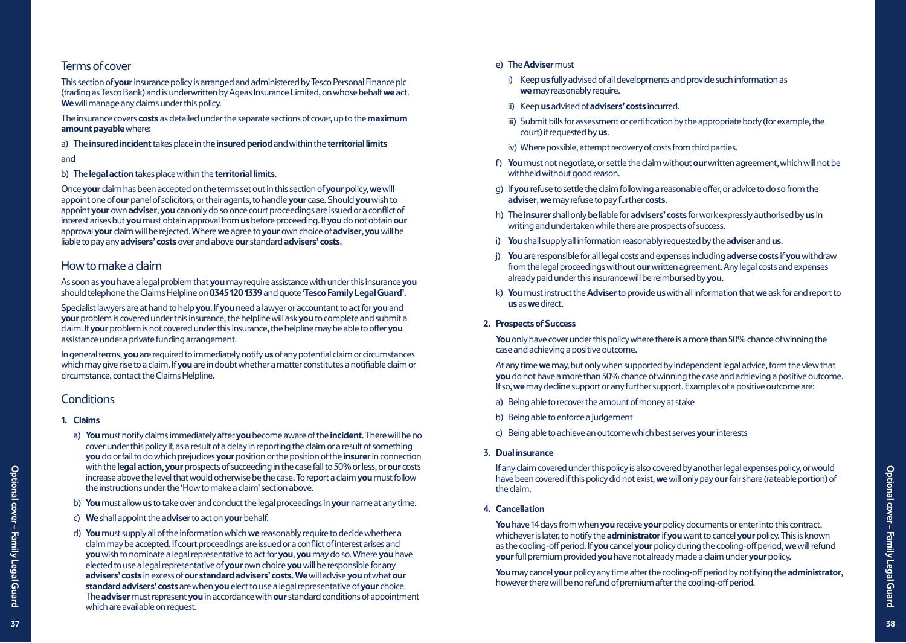## Terms of cover

This section of **your** insurance policy is arranged and administered by Tesco Personal Finance plc (trading as Tesco Bank) and is underwritten by Ageas Insurance Limited, on whose behalf **we** act. **We** will manage any claims under this policy.

The insurance covers **costs** as detailed under the separate sections of cover, up to the **maximum amount payable** where:

a) The **insured incident** takes place in the **insured period** and within the **territorial limits**

and

b) The **legal action** takes place within the **territorial limits**.

Once **your** claim has been accepted on the terms set out in this section of **your** policy, **we** will appoint one of **our** panel of solicitors, or their agents, to handle **your** case. Should **you** wish to appoint **your** own **adviser**, **you** can only do so once court proceedings are issued or a conflict of interest arises but **you** must obtain approval from **us** before proceeding. If **you** do not obtain **our** approval **your** claim will be rejected. Where **we** agree to **your** own choice of **adviser**, **you** will be liable to pay any **advisers' costs** over and above **our** standard **advisers' costs**.

## How to make a claim

As soon as **you** have a legal problem that **you** may require assistance with under this insurance **you** should telephone the Claims Helpline on **0345 120 1339** and quote '**Tesco Family Legal Guard**'.

Specialist lawyers are at hand to help **you**. If **you** need a lawyer or accountant to act for **you** and **your** problem is covered under this insurance, the helpline will ask **you** to complete and submit a claim. If **your** problem is not covered under this insurance, the helpline may be able to offer **you** assistance under a private funding arrangement.

In general terms, **you** are required to immediately notify **us** of any potential claim or circumstances which may give rise to a claim. If **you** are in doubt whether a matter constitutes a notifiable claim or circumstance, contact the Claims Helpline.

## Conditions

**1. Claims**

a) **You** must notify claims immediately after **you** become aware of the **incident**. There will be no cover under this policy if, as a result of a delay in reporting the claim or a result of something **you** do or fail to do which prejudices **your** position or the position of the **insurer** in connection with the **legal action**, **your** prospects of succeeding in the case fall to 50% or less, or **our** costs increase above the level that would otherwise be the case. To report a claim **you** must follow the instructions under the 'How to make a claim' section above.

b) **You** must allow **us** to take over and conduct the legal proceedings in **your** name at any time.

c) **We** shall appoint the **adviser** to act on **your** behalf.

d) **You** must supply all of the information which **we** reasonably require to decide whether a claim may be accepted. If court proceedings are issued or a conflict of interest arises and **you** wish to nominate a legal representative to act for **you**, **you** may do so. Where **you** have elected to use a legal representative of **your** own choice **you** will be responsible for any **advisers' costs** in excess of **our standard advisers' costs**. **We** will advise **you** of what **our standard advisers' costs** are when **you** elect to use a legal representative of **your** choice. The **adviser** must represent **you** in accordance with **our** standard conditions of appointment which are available on request.

e) The **Adviser** must

i) Keep **us** fully advised of all developments and provide such information as **we** may reasonably require.

ii) Keep **us** advised of **advisers' costs** incurred.

iii) Submit bills for assessment or certification by the appropriate body (for example, the court) if requested by **us**.

iv) Where possible, attempt recovery of costs from third parties.

f) **You** must not negotiate, or settle the claim without **our** written agreement, which will not be withheld without good reason.

g) If **you** refuse to settle the claim following a reasonable offer, or advice to do so from the **adviser**, **we** may refuse to pay further **costs**.

h) The **insurer** shall only be liable for **advisers' costs** for work expressly authorised by **us** in writing and undertaken while there are prospects of success.

i) **You** shall supply all information reasonably requested by the **adviser** and **us**.

j) **You** are responsible for all legal costs and expenses including **adverse costs** if **you** withdraw from the legal proceedings without **our** written agreement. Any legal costs and expenses already paid under this insurance will be reimbursed by **you**.

k) **You** must instruct the **Adviser** to provide **us** with all information that **we** ask for and report to **us** as **we** direct.

**2. Prospects of Success**

**You** only have cover under this policy where there is a more than 50% chance of winning the case and achieving a positive outcome.

At any time **we** may, but only when supported by independent legal advice, form the view that **you** do not have a more than 50% chance of winning the case and achieving a positive outcome. If so, **we** may decline support or any further support. Examples of a positive outcome are:

a) Being able to recover the amount of money at stake

b) Being able to enforce a judgement

c) Being able to achieve an outcome which best serves **your** interests

**3. Dual insurance**

If any claim covered under this policy is also covered by another legal expenses policy, or would have been covered if this policy did not exist, **we** will only pay **our** fair share (rateable portion) of the claim.

**4. Cancellation**

**You** have 14 days from when **you** receive **your** policy documents or enter into this contract, whichever is later, to notify the **administrator** if **you** want to cancel **your** policy. This is known as the cooling-off period. If **you** cancel **your** policy during the cooling-off period, **we** will refund **your** full premium provided **you** have not already made a claim under **your** policy.

**You** may cancel **your** policy any time after the cooling-off period by notifying the **administrator**, however there will be no refund of premium after the cooling-off period.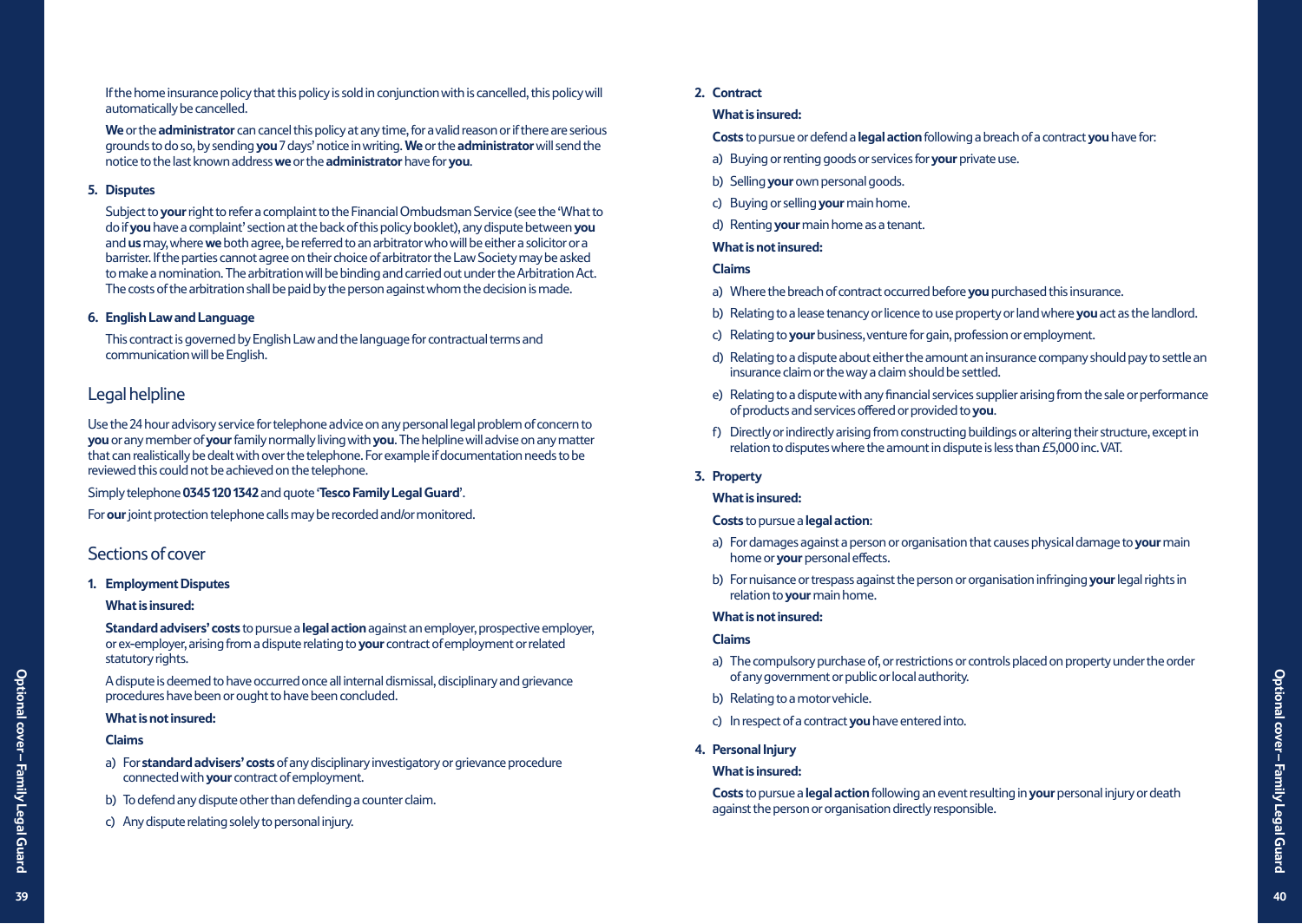If the home insurance policy that this policy is sold in conjunction with is cancelled, this policy will automatically be cancelled.

**We** or the **administrator** can cancel this policy at any time, for a valid reason or if there are serious grounds to do so, by sending **you** 7 days' notice in writing. **We** or the **administrator** will send the notice to the last known address **we** or the **administrator** have for **you**.

**5. Disputes**

Subject to **your** right to refer a complaint to the Financial Ombudsman Service (see the 'What to do if **you** have a complaint' section at the back of this policy booklet), any dispute between **you** and **us** may, where **we** both agree, be referred to an arbitrator who will be either a solicitor or a barrister. If the parties cannot agree on their choice of arbitrator the Law Society may be asked to make a nomination. The arbitration will be binding and carried out under the Arbitration Act. The costs of the arbitration shall be paid by the person against whom the decision is made.

**6. English Law and Language**

This contract is governed by English Law and the language for contractual terms and communication will be English.

## Legal helpline

Use the 24 hour advisory service for telephone advice on any personal legal problem of concern to **you** or any member of **your** family normally living with **you**. The helpline will advise on any matter that can realistically be dealt with over the telephone. For example if documentation needs to be reviewed this could not be achieved on the telephone.

Simply telephone **0345 120 1342** and quote '**Tesco Family Legal Guard**'.

For **our** joint protection telephone calls may be recorded and/or monitored.

## Sections of cover

**1. Employment Disputes**

**What is insured:**

**Standard advisers' costs** to pursue a **legal action** against an employer, prospective employer, or ex-employer, arising from a dispute relating to **your** contract of employment or related statutory rights.

A dispute is deemed to have occurred once all internal dismissal, disciplinary and grievance procedures have been or ought to have been concluded.

**What is not insured:**

**Claims**

a) For **standard advisers' costs** of any disciplinary investigatory or grievance procedure connected with **your** contract of employment.

b) To defend any dispute other than defending a counter claim.

c) Any dispute relating solely to personal injury.

**2. Contract**

**What is insured:**

**Costs** to pursue or defend a **legal action** following a breach of a contract **you** have for:

a) Buying or renting goods or services for **your** private use.

b) Selling **your** own personal goods.

c) Buying or selling **your** main home.

d) Renting **your** main home as a tenant.

**What is not insured:**

**Claims**

a) Where the breach of contract occurred before **you** purchased this insurance.

b) Relating to a lease tenancy or licence to use property or land where **you** act as the landlord.

c) Relating to **your** business, venture for gain, profession or employment.

d) Relating to a dispute about either the amount an insurance company should pay to settle an insurance claim or the way a claim should be settled.

e) Relating to a dispute with any financial services supplier arising from the sale or performance of products and services offered or provided to **you**.

f) Directly or indirectly arising from constructing buildings or altering their structure, except in relation to disputes where the amount in dispute is less than £5,000 inc. VAT.

**3. Property**

**What is insured:**

**Costs** to pursue a **legal action**:

a) For damages against a person or organisation that causes physical damage to **your** main home or **your** personal effects.

b) For nuisance or trespass against the person or organisation infringing **your** legal rights in relation to **your** main home.

**What is not insured:**

**Claims**

a) The compulsory purchase of, or restrictions or controls placed on property under the order of any government or public or local authority.

b) Relating to a motor vehicle.

c) In respect of a contract **you** have entered into.

**4. Personal Injury**

**What is insured:**

**Costs** to pursue a **legal action** following an event resulting in **your** personal injury or death against the person or organisation directly responsible.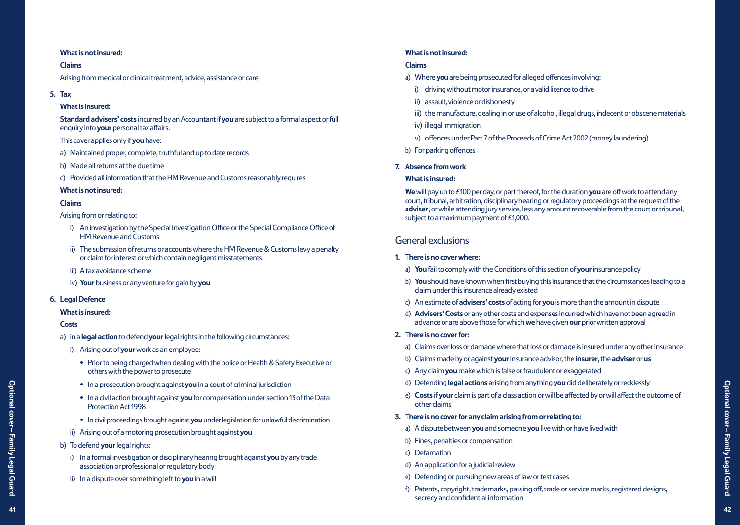**What is not insured:**

**Claims**

Arising from medical or clinical treatment, advice, assistance or care

**5. Tax**

**What is insured:**

**Standard advisers' costs** incurred by an Accountant if **you** are subject to a formal aspect or full enquiry into **your** personal tax affairs.

This cover applies only if **you** have:

a) Maintained proper, complete, truthful and up to date records

b) Made all returns at the due time

c) Provided all information that the HM Revenue and Customs reasonably requires

**What is not insured:**

**Claims**

Arising from or relating to:

i) An investigation by the Special Investigation Office or the Special Compliance Office of HM Revenue and Customs

ii) The submission of returns or accounts where the HM Revenue & Customs levy a penalty or claim for interest or which contain negligent misstatements

iii) A tax avoidance scheme

iv) **Your** business or any venture for gain by **you**

**6. Legal Defence**

**What is insured:**

**Costs**

a) in a **legal action** to defend **your** legal rights in the following circumstances:

i) Arising out of **your** work as an employee:

- Prior to being charged when dealing with the police or Health & Safety Executive or others with the power to prosecute
- In a prosecution brought against **you** in a court of criminal jurisdiction
- In a civil action brought against **you** for compensation under section 13 of the Data Protection Act 1998
- In civil proceedings brought against **you** under legislation for unlawful discrimination

ii) Arising out of a motoring prosecution brought against **you**

b) To defend **your** legal rights:

i) In a formal investigation or disciplinary hearing brought against **you** by any trade association or professional or regulatory body

ii) In a dispute over something left to **you** in a will

**What is not insured:**

**Claims**

a) Where **you** are being prosecuted for alleged offences involving:

i) driving without motor insurance, or a valid licence to drive

ii) assault, violence or dishonesty

iii) the manufacture, dealing in or use of alcohol, illegal drugs, indecent or obscene materials

iv) illegal immigration

v) offences under Part 7 of the Proceeds of Crime Act 2002 (money laundering)

b) For parking offences

**7. Absence from work**

**What is insured:**

**We** will pay up to £100 per day, or part thereof, for the duration **you** are off work to attend any court, tribunal, arbitration, disciplinary hearing or regulatory proceedings at the request of the **adviser**, or while attending jury service, less any amount recoverable from the court or tribunal, subject to a maximum payment of £1,000.

## General exclusions

**1. There is no cover where:**

a) **You** fail to comply with the Conditions of this section of **your** insurance policy

b) **You** should have known when first buying this insurance that the circumstances leading to a claim under this insurance already existed

c) An estimate of **advisers' costs** of acting for **you** is more than the amount in dispute

d) **Advisers' Costs** or any other costs and expenses incurred which have not been agreed in advance or are above those for which **we** have given **our** prior written approval

**2. There is no cover for:**

a) Claims over loss or damage where that loss or damage is insured under any other insurance

b) Claims made by or against **your** insurance advisor, the **insurer**, the **adviser** or **us**

c) Any claim **you** make which is false or fraudulent or exaggerated

d) Defending **legal actions** arising from anything **you** did deliberately or recklessly

e) **Costs** if **your** claim is part of a class action or will be affected by or will affect the outcome of other claims

**3. There is no cover for any claim arising from or relating to:**

a) A dispute between **you** and someone **you** live with or have lived with

b) Fines, penalties or compensation

c) Defamation

d) An application for a judicial review

e) Defending or pursuing new areas of law or test cases

f) Patents, copyright, trademarks, passing off, trade or service marks, registered designs, secrecy and confidential information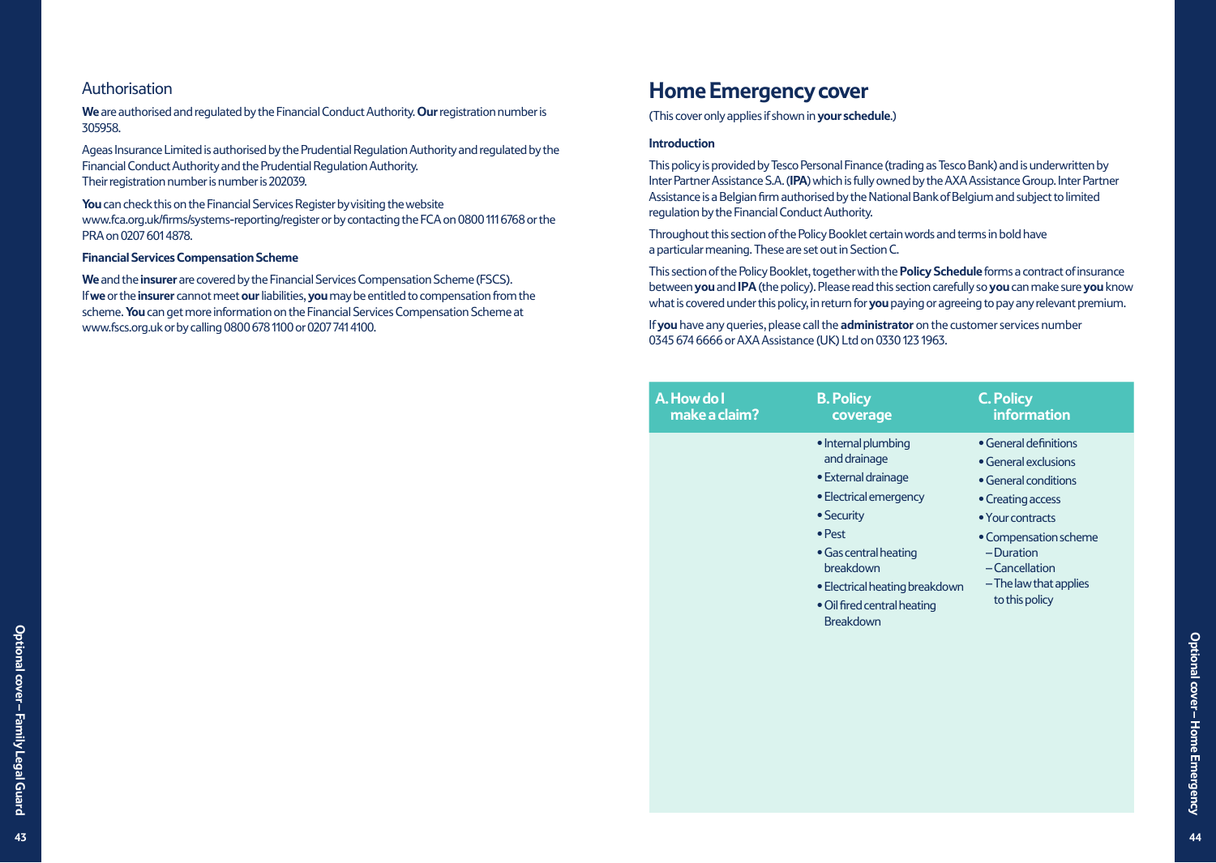## Authorisation

**We** are authorised and regulated by the Financial Conduct Authority. **Our** registration number is 305958.

Ageas Insurance Limited is authorised by the Prudential Regulation Authority and regulated by the Financial Conduct Authority and the Prudential Regulation Authority.
Their registration number is number is 202039.

**You** can check this on the Financial Services Register by visiting the website www.fca.org.uk/firms/systems-reporting/register or by contacting the FCA on 0800 111 6768 or the PRA on 0207 601 4878.

**Financial Services Compensation Scheme**

**We** and the **insurer** are covered by the Financial Services Compensation Scheme (FSCS).
If **we** or the **insurer** cannot meet **our** liabilities, **you** may be entitled to compensation from the scheme. **You** can get more information on the Financial Services Compensation Scheme at www.fscs.org.uk or by calling 0800 678 1100 or 0207 741 4100.

# Home Emergency cover

(This cover only applies if shown in **your schedule**.)

**Introduction**

This policy is provided by Tesco Personal Finance (trading as Tesco Bank) and is underwritten by Inter Partner Assistance S.A. (**IPA**) which is fully owned by the AXA Assistance Group. Inter Partner Assistance is a Belgian firm authorised by the National Bank of Belgium and subject to limited regulation by the Financial Conduct Authority.

Throughout this section of the Policy Booklet certain words and terms in bold have a particular meaning. These are set out in Section C.

This section of the Policy Booklet, together with the **Policy Schedule** forms a contract of insurance between **you** and **IPA** (the policy). Please read this section carefully so **you** can make sure **you** know what is covered under this policy, in return for **you** paying or agreeing to pay any relevant premium.

If **you** have any queries, please call the **administrator** on the customer services number 0345 674 6666 or AXA Assistance (UK) Ltd on 0330 123 1963.

| A. How do I make a claim? | B. Policy coverage | C. Policy information |
|---|---|---|
| | • Internal plumbing and drainage<br>• External drainage<br>• Electrical emergency<br>• Security<br>• Pest<br>• Gas central heating breakdown<br>• Electrical heating breakdown<br>• Oil fired central heating Breakdown | • General definitions<br>• General exclusions<br>• General conditions<br>• Creating access<br>• Your contracts<br>• Compensation scheme<br>– Duration<br>– Cancellation<br>– The law that applies to this policy |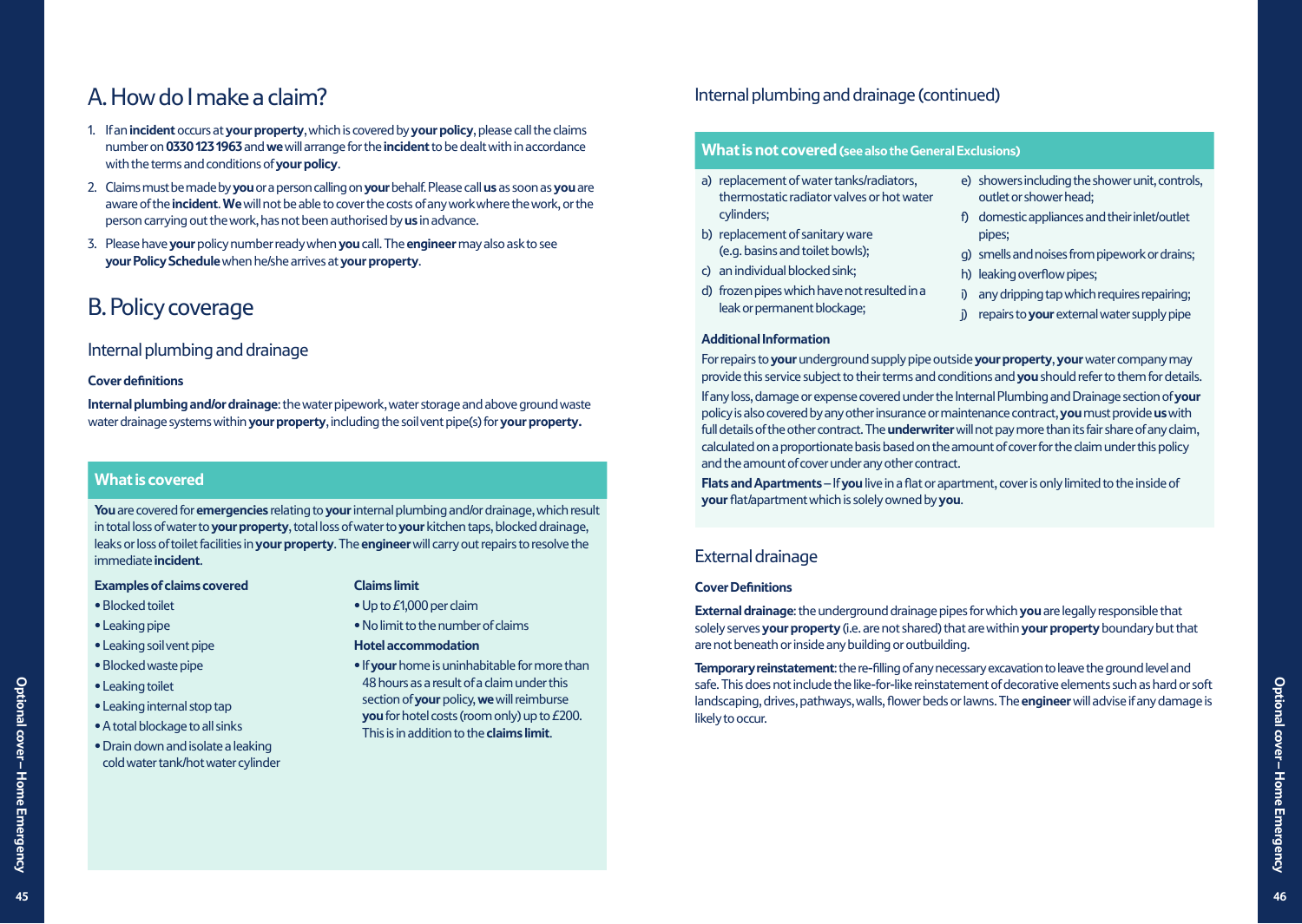# A. How do I make a claim?

1. If an **incident** occurs at **your property**, which is covered by **your policy**, please call the claims number on **0330 123 1963** and **we** will arrange for the **incident** to be dealt with in accordance with the terms and conditions of **your policy**.
2. Claims must be made by **you** or a person calling on **your** behalf. Please call **us** as soon as **you** are aware of the **incident**. **We** will not be able to cover the costs of any work where the work, or the person carrying out the work, has not been authorised by **us** in advance.
3. Please have **your** policy number ready when **you** call. The **engineer** may also ask to see **your Policy Schedule** when he/she arrives at **your property**.

# B. Policy coverage

## Internal plumbing and drainage

**Cover definitions**

**Internal plumbing and/or drainage**: the water pipework, water storage and above ground waste water drainage systems within **your property**, including the soil vent pipe(s) for **your property.**

### What is covered

**You** are covered for **emergencies** relating to **your** internal plumbing and/or drainage, which result in total loss of water to **your property**, total loss of water to **your** kitchen taps, blocked drainage, leaks or loss of toilet facilities in **your property**. The **engineer** will carry out repairs to resolve the immediate **incident**.

**Examples of claims covered**

- Blocked toilet
- Leaking pipe
- Leaking soil vent pipe
- Blocked waste pipe
- Leaking toilet
- Leaking internal stop tap
- A total blockage to all sinks
- Drain down and isolate a leaking cold water tank/hot water cylinder

**Claims limit**

- Up to £1,000 per claim
- No limit to the number of claims

**Hotel accommodation**

- If **your** home is uninhabitable for more than 48 hours as a result of a claim under this section of **your** policy, **we** will reimburse **you** for hotel costs (room only) up to £200. This is in addition to the **claims limit**.

## Internal plumbing and drainage (continued)

### What is not covered (see also the General Exclusions)

a) replacement of water tanks/radiators, thermostatic radiator valves or hot water cylinders;
b) replacement of sanitary ware (e.g. basins and toilet bowls);
c) an individual blocked sink;
d) frozen pipes which have not resulted in a leak or permanent blockage;
e) showers including the shower unit, controls, outlet or shower head;
f) domestic appliances and their inlet/outlet pipes;
g) smells and noises from pipework or drains;
h) leaking overflow pipes;
i) any dripping tap which requires repairing;
j) repairs to **your** external water supply pipe

**Additional Information**

For repairs to **your** underground supply pipe outside **your property**, **your** water company may provide this service subject to their terms and conditions and **you** should refer to them for details.

If any loss, damage or expense covered under the Internal Plumbing and Drainage section of **your** policy is also covered by any other insurance or maintenance contract, **you** must provide **us** with full details of the other contract. The **underwriter** will not pay more than its fair share of any claim, calculated on a proportionate basis based on the amount of cover for the claim under this policy and the amount of cover under any other contract.

**Flats and Apartments** – If **you** live in a flat or apartment, cover is only limited to the inside of **your** flat/apartment which is solely owned by **you**.

## External drainage

**Cover Definitions**

**External drainage**: the underground drainage pipes for which **you** are legally responsible that solely serves **your property** (i.e. are not shared) that are within **your property** boundary but that are not beneath or inside any building or outbuilding.

**Temporary reinstatement**: the re-filling of any necessary excavation to leave the ground level and safe. This does not include the like-for-like reinstatement of decorative elements such as hard or soft landscaping, drives, pathways, walls, flower beds or lawns. The **engineer** will advise if any damage is likely to occur.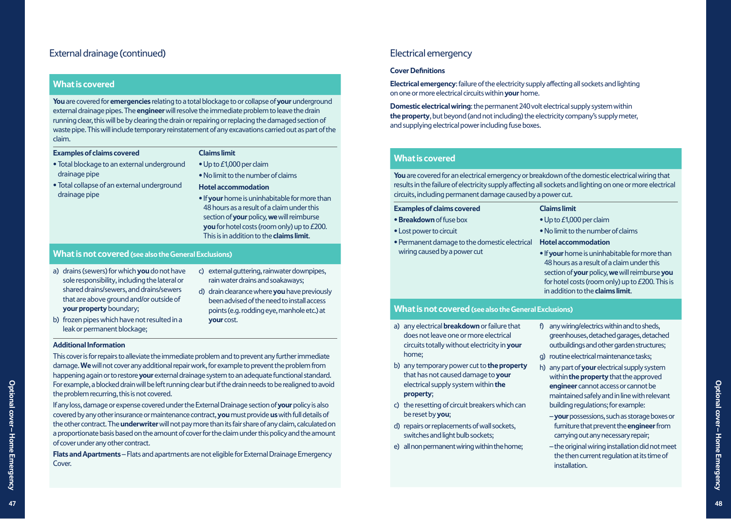## External drainage (continued)

### What is covered

**You** are covered for **emergencies** relating to a total blockage to or collapse of **your** underground external drainage pipes. The **engineer** will resolve the immediate problem to leave the drain running clear, this will be by clearing the drain or repairing or replacing the damaged section of waste pipe. This will include temporary reinstatement of any excavations carried out as part of the claim.

| Examples of claims covered | Claims limit |
|---|---|
| • Total blockage to an external underground drainage pipe<br>• Total collapse of an external underground drainage pipe | • Up to £1,000 per claim<br>• No limit to the number of claims<br>**Hotel accommodation**<br>• If **your** home is uninhabitable for more than 48 hours as a result of a claim under this section of **your** policy, **we** will reimburse **you** for hotel costs (room only) up to £200. This is in addition to the **claims limit**. |

### What is not covered (see also the General Exclusions)

a) drains (sewers) for which **you** do not have sole responsibility, including the lateral or shared drains/sewers, and drains/sewers that are above ground and/or outside of **your property** boundary;

b) frozen pipes which have not resulted in a leak or permanent blockage;

c) external guttering, rainwater downpipes, rain water drains and soakaways;

d) drain clearance where **you** have previously been advised of the need to install access points (e.g. rodding eye, manhole etc.) at **your** cost.

**Additional Information**

This cover is for repairs to alleviate the immediate problem and to prevent any further immediate damage. **We** will not cover any additional repair work, for example to prevent the problem from happening again or to restore **your** external drainage system to an adequate functional standard. For example, a blocked drain will be left running clear but if the drain needs to be realigned to avoid the problem recurring, this is not covered.

If any loss, damage or expense covered under the External Drainage section of **your** policy is also covered by any other insurance or maintenance contract, **you** must provide **us** with full details of the other contract. The **underwriter** will not pay more than its fair share of any claim, calculated on a proportionate basis based on the amount of cover for the claim under this policy and the amount of cover under any other contract.

**Flats and Apartments** – Flats and apartments are not eligible for External Drainage Emergency Cover.

## Electrical emergency

**Cover Definitions**

**Electrical emergency**: failure of the electricity supply affecting all sockets and lighting on one or more electrical circuits within **your** home.

**Domestic electrical wiring**: the permanent 240 volt electrical supply system within **the property**, but beyond (and not including) the electricity company's supply meter, and supplying electrical power including fuse boxes.

### What is covered

**You** are covered for an electrical emergency or breakdown of the domestic electrical wiring that results in the failure of electricity supply affecting all sockets and lighting on one or more electrical circuits, including permanent damage caused by a power cut.

| Examples of claims covered | Claims limit |
|---|---|
| • **Breakdown** of fuse box<br>• Lost power to circuit<br>• Permanent damage to the domestic electrical wiring caused by a power cut | • Up to £1,000 per claim<br>• No limit to the number of claims<br>**Hotel accommodation**<br>• If **your** home is uninhabitable for more than 48 hours as a result of a claim under this section of **your** policy, **we** will reimburse **you** for hotel costs (room only) up to £200. This is in addition to the **claims limit**. |

### What is not covered (see also the General Exclusions)

a) any electrical **breakdown** or failure that does not leave one or more electrical circuits totally without electricity in **your** home;

b) any temporary power cut to **the property** that has not caused damage to **your** electrical supply system within **the property**;

c) the resetting of circuit breakers which can be reset by **you**;

d) repairs or replacements of wall sockets, switches and light bulb sockets;

e) all non permanent wiring within the home;

f) any wiring/electrics within and to sheds, greenhouses, detached garages, detached outbuildings and other garden structures;

g) routine electrical maintenance tasks;

h) any part of **your** electrical supply system within **the property** that the approved **engineer** cannot access or cannot be maintained safely and in line with relevant building regulations; for example:
   - **your** possessions, such as storage boxes or furniture that prevent the **engineer** from carrying out any necessary repair;
   - the original wiring installation did not meet the then current regulation at its time of installation.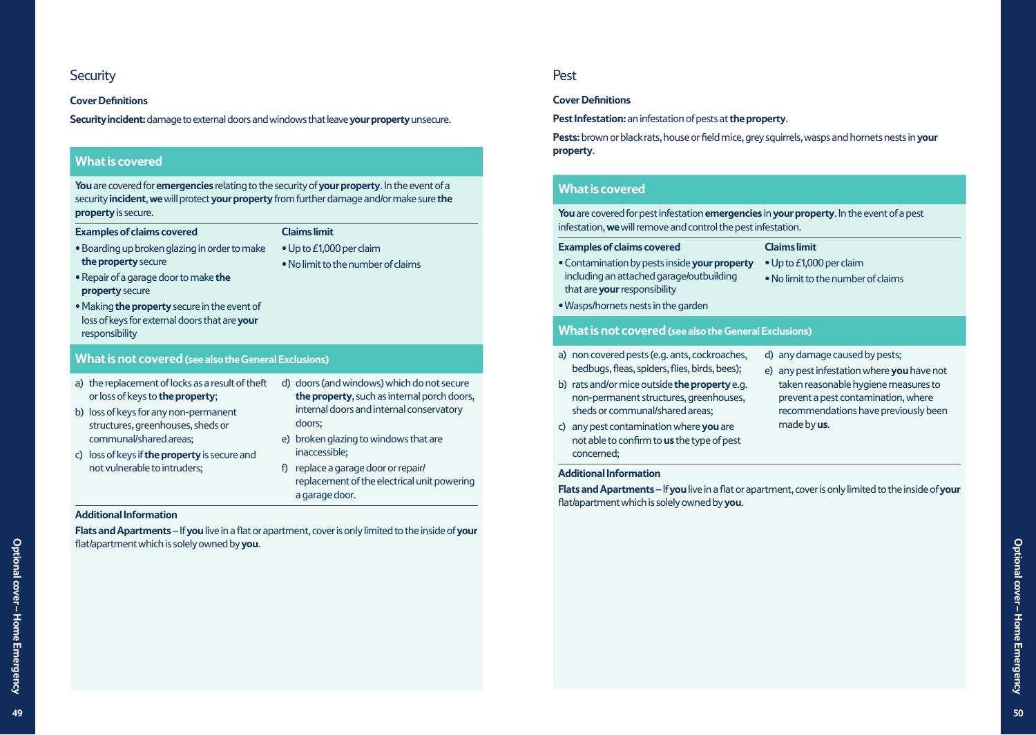## Security

### Cover Definitions

**Security incident:** damage to external doors and windows that leave **your property** unsecure.

### What is covered

**You** are covered for **emergencies** relating to the security of **your property**. In the event of a security **incident**, **we** will protect **your property** from further damage and/or make sure **the property** is secure.

| Examples of claims covered | Claims limit |
| --- | --- |
| • Boarding up broken glazing in order to make **the property** secure<br>• Repair of a garage door to make **the property** secure<br>• Making **the property** secure in the event of loss of keys for external doors that are **your** responsibility | • Up to £1,000 per claim<br>• No limit to the number of claims |

### What is not covered (see also the General Exclusions)

a) the replacement of locks as a result of theft or loss of keys to **the property**;

b) loss of keys for any non-permanent structures, greenhouses, sheds or communal/shared areas;

c) loss of keys if **the property** is secure and not vulnerable to intruders;

d) doors (and windows) which do not secure **the property**, such as internal porch doors, internal doors and internal conservatory doors;

e) broken glazing to windows that are inaccessible;

f) replace a garage door or repair/ replacement of the electrical unit powering a garage door.

**Additional Information**

**Flats and Apartments** – If **you** live in a flat or apartment, cover is only limited to the inside of **your** flat/apartment which is solely owned by **you**.

## Pest

### Cover Definitions

**Pest Infestation:** an infestation of pests at **the property**.

**Pests:** brown or black rats, house or field mice, grey squirrels, wasps and hornets nests in **your property**.

### What is covered

**You** are covered for pest infestation **emergencies** in **your property**. In the event of a pest infestation, **we** will remove and control the pest infestation.

| Examples of claims covered | Claims limit |
| --- | --- |
| • Contamination by pests inside **your property** including an attached garage/outbuilding that are **your** responsibility<br>• Wasps/hornets nests in the garden | • Up to £1,000 per claim<br>• No limit to the number of claims |

### What is not covered (see also the General Exclusions)

a) non covered pests (e.g. ants, cockroaches, bedbugs, fleas, spiders, flies, birds, bees);

b) rats and/or mice outside **the property** e.g. non-permanent structures, greenhouses, sheds or communal/shared areas;

c) any pest contamination where **you** are not able to confirm to **us** the type of pest concerned;

d) any damage caused by pests;

e) any pest infestation where **you** have not taken reasonable hygiene measures to prevent a pest contamination, where recommendations have previously been made by **us**.

**Additional Information**

**Flats and Apartments** – If **you** live in a flat or apartment, cover is only limited to the inside of **your** flat/apartment which is solely owned by **you**.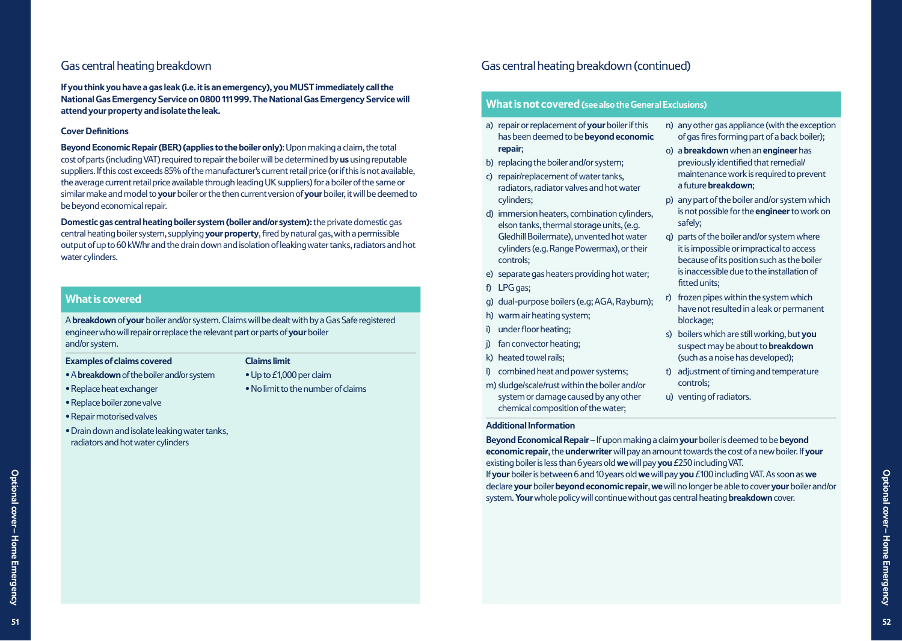## Gas central heating breakdown

**If you think you have a gas leak (i.e. it is an emergency), you MUST immediately call the National Gas Emergency Service on 0800 111 999. The National Gas Emergency Service will attend your property and isolate the leak.**

### Cover Definitions

**Beyond Economic Repair (BER) (applies to the boiler only)**: Upon making a claim, the total cost of parts (including VAT) required to repair the boiler will be determined by **us** using reputable suppliers. If this cost exceeds 85% of the manufacturer's current retail price (or if this is not available, the average current retail price available through leading UK suppliers) for a boiler of the same or similar make and model to **your** boiler or the then current version of **your** boiler, it will be deemed to be beyond economical repair.

**Domestic gas central heating boiler system (boiler and/or system):** the private domestic gas central heating boiler system, supplying **your property**, fired by natural gas, with a permissible output of up to 60 kW/hr and the drain down and isolation of leaking water tanks, radiators and hot water cylinders.

### What is covered

A **breakdown** of **your** boiler and/or system. Claims will be dealt with by a Gas Safe registered engineer who will repair or replace the relevant part or parts of **your** boiler and/or system.

| Examples of claims covered | Claims limit |
|---|---|
| • A **breakdown** of the boiler and/or system | • Up to £1,000 per claim |
| • Replace heat exchanger | • No limit to the number of claims |
| • Replace boiler zone valve | |
| • Repair motorised valves | |
| • Drain down and isolate leaking water tanks, radiators and hot water cylinders | |

## Gas central heating breakdown (continued)

### What is not covered (see also the General Exclusions)

a) repair or replacement of **your** boiler if this has been deemed to be **beyond economic repair**;

b) replacing the boiler and/or system;

c) repair/replacement of water tanks, radiators, radiator valves and hot water cylinders;

d) immersion heaters, combination cylinders, elson tanks, thermal storage units, (e.g. Gledhill Boilermate), unvented hot water cylinders (e.g. Range Powermax), or their controls;

e) separate gas heaters providing hot water;

f) LPG gas;

g) dual-purpose boilers (e.g; AGA, Rayburn);

h) warm air heating system;

i) under floor heating;

j) fan convector heating;

k) heated towel rails;

l) combined heat and power systems;

m) sludge/scale/rust within the boiler and/or system or damage caused by any other chemical composition of the water;

n) any other gas appliance (with the exception of gas fires forming part of a back boiler);

o) a **breakdown** when an **engineer** has previously identified that remedial/ maintenance work is required to prevent a future **breakdown**;

p) any part of the boiler and/or system which is not possible for the **engineer** to work on safely;

q) parts of the boiler and/or system where it is impossible or impractical to access because of its position such as the boiler is inaccessible due to the installation of fitted units;

r) frozen pipes within the system which have not resulted in a leak or permanent blockage;

s) boilers which are still working, but **you** suspect may be about to **breakdown** (such as a noise has developed);

t) adjustment of timing and temperature controls;

u) venting of radiators.

### Additional Information

**Beyond Economical Repair** – If upon making a claim **your** boiler is deemed to be **beyond economic repair**, the **underwriter** will pay an amount towards the cost of a new boiler. If **your** existing boiler is less than 6 years old **we** will pay **you** £250 including VAT.
If **your** boiler is between 6 and 10 years old **we** will pay **you** £100 including VAT. As soon as **we** declare **your** boiler **beyond economic repair**, **we** will no longer be able to cover **your** boiler and/or system. **Your** whole policy will continue without gas central heating **breakdown** cover.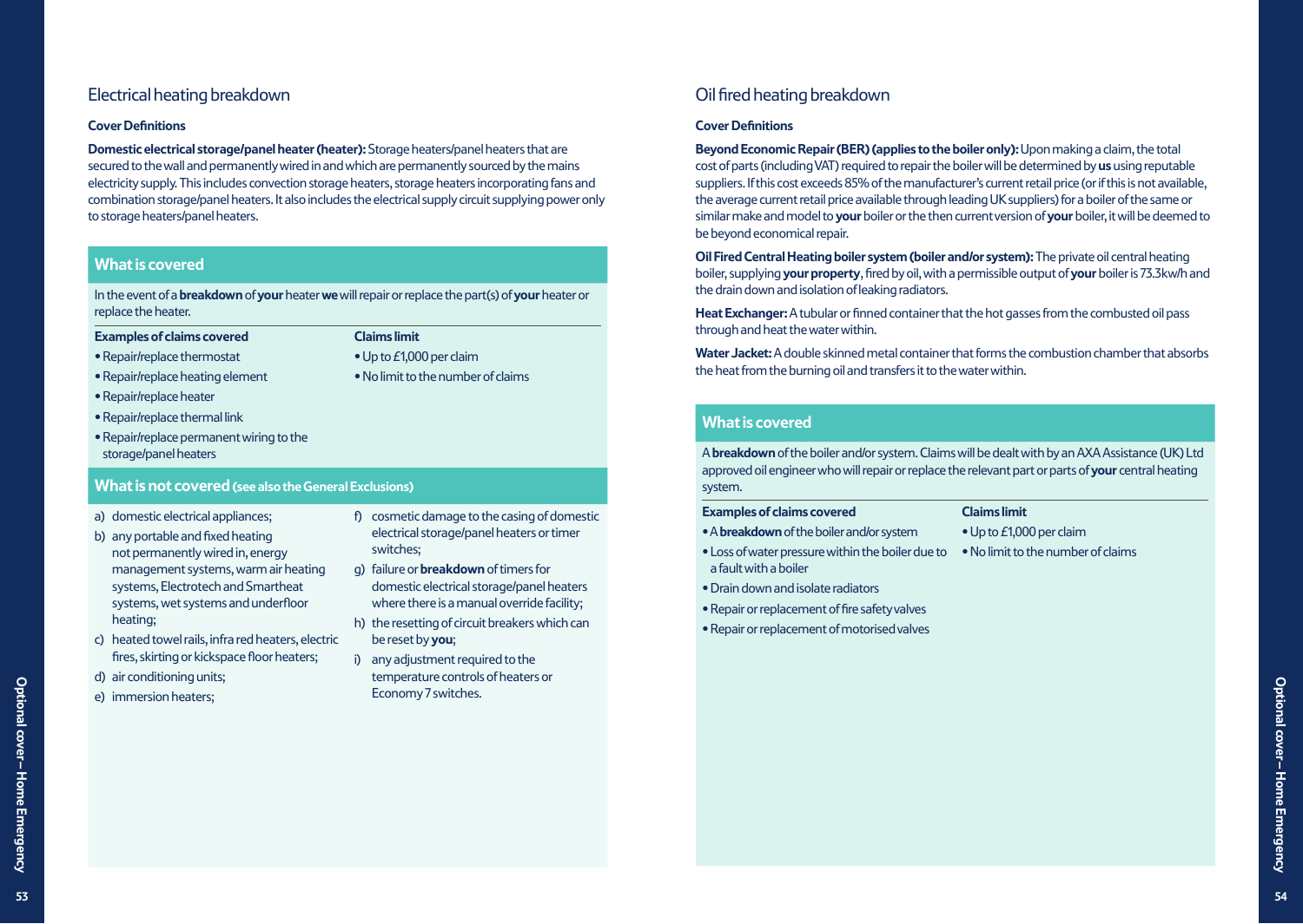## Electrical heating breakdown

**Cover Definitions**

**Domestic electrical storage/panel heater (heater):** Storage heaters/panel heaters that are secured to the wall and permanently wired in and which are permanently sourced by the mains electricity supply. This includes convection storage heaters, storage heaters incorporating fans and combination storage/panel heaters. It also includes the electrical supply circuit supplying power only to storage heaters/panel heaters.

### What is covered

In the event of a **breakdown** of **your** heater **we** will repair or replace the part(s) of **your** heater or replace the heater.

| Examples of claims covered | Claims limit |
| --- | --- |
| • Repair/replace thermostat | • Up to £1,000 per claim |
| • Repair/replace heating element | • No limit to the number of claims |
| • Repair/replace heater | |
| • Repair/replace thermal link | |
| • Repair/replace permanent wiring to the storage/panel heaters | |

### What is not covered (see also the General Exclusions)

a) domestic electrical appliances;

b) any portable and fixed heating not permanently wired in, energy management systems, warm air heating systems, Electrotech and Smartheat systems, wet systems and underfloor heating;

c) heated towel rails, infra red heaters, electric fires, skirting or kickspace floor heaters;

d) air conditioning units;

e) immersion heaters;

f) cosmetic damage to the casing of domestic electrical storage/panel heaters or timer switches;

g) failure or **breakdown** of timers for domestic electrical storage/panel heaters where there is a manual override facility;

h) the resetting of circuit breakers which can be reset by **you**;

i) any adjustment required to the temperature controls of heaters or Economy 7 switches.

## Oil fired heating breakdown

**Cover Definitions**

**Beyond Economic Repair (BER) (applies to the boiler only):** Upon making a claim, the total cost of parts (including VAT) required to repair the boiler will be determined by **us** using reputable suppliers. If this cost exceeds 85% of the manufacturer's current retail price (or if this is not available, the average current retail price available through leading UK suppliers) for a boiler of the same or similar make and model to **your** boiler or the then current version of **your** boiler, it will be deemed to be beyond economical repair.

**Oil Fired Central Heating boiler system (boiler and/or system):** The private oil central heating boiler, supplying **your property**, fired by oil, with a permissible output of **your** boiler is 73.3kw/h and the drain down and isolation of leaking radiators.

**Heat Exchanger:** A tubular or finned container that the hot gasses from the combusted oil pass through and heat the water within.

**Water Jacket:** A double skinned metal container that forms the combustion chamber that absorbs the heat from the burning oil and transfers it to the water within.

### What is covered

A **breakdown** of the boiler and/or system. Claims will be dealt with by an AXA Assistance (UK) Ltd approved oil engineer who will repair or replace the relevant part or parts of **your** central heating system.

| Examples of claims covered | Claims limit |
| --- | --- |
| • A **breakdown** of the boiler and/or system | • Up to £1,000 per claim |
| • Loss of water pressure within the boiler due to a fault with a boiler | • No limit to the number of claims |
| • Drain down and isolate radiators | |
| • Repair or replacement of fire safety valves | |
| • Repair or replacement of motorised valves | |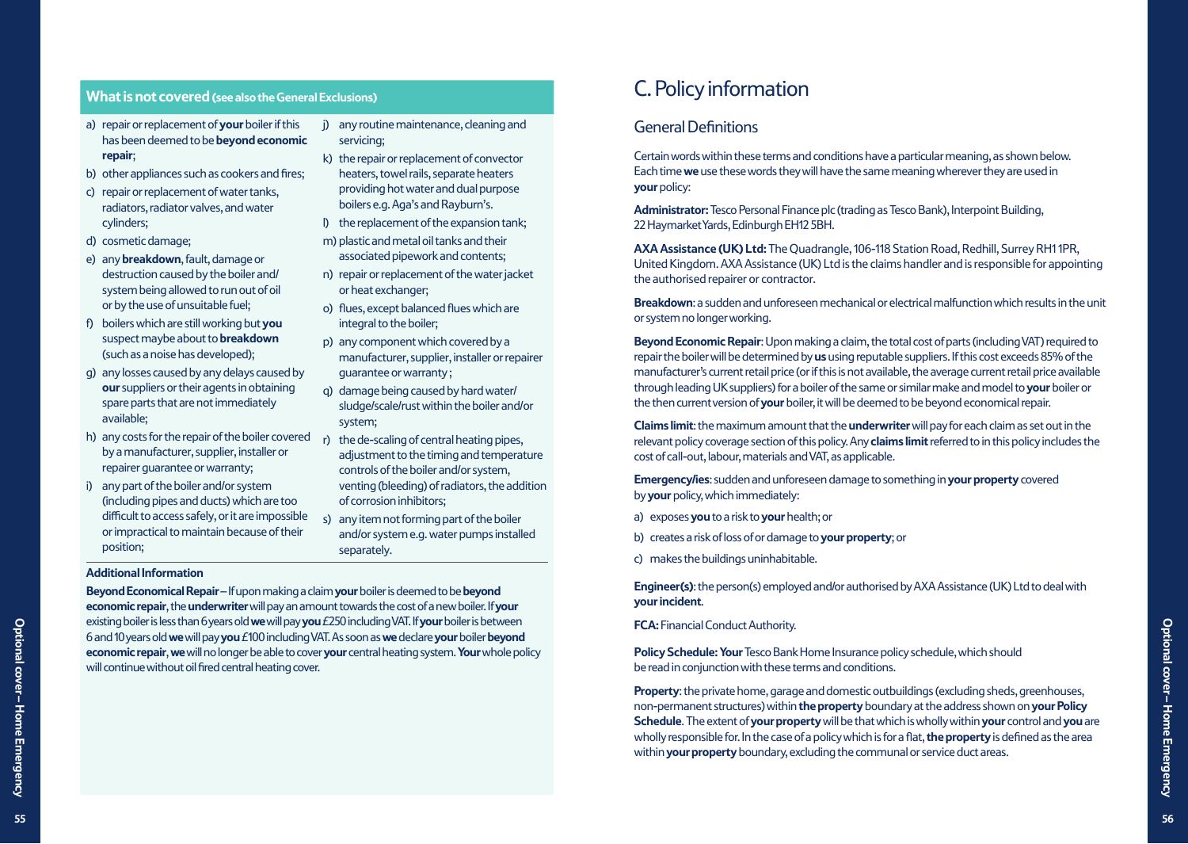### What is not covered (see also the General Exclusions)

a) repair or replacement of **your** boiler if this has been deemed to be **beyond economic repair**;

b) other appliances such as cookers and fires;

c) repair or replacement of water tanks, radiators, radiator valves, and water cylinders;

d) cosmetic damage;

e) any **breakdown**, fault, damage or destruction caused by the boiler and/system being allowed to run out of oil or by the use of unsuitable fuel;

f) boilers which are still working but **you** suspect maybe about to **breakdown** (such as a noise has developed);

g) any losses caused by any delays caused by **our** suppliers or their agents in obtaining spare parts that are not immediately available;

h) any costs for the repair of the boiler covered by a manufacturer, supplier, installer or repairer guarantee or warranty;

i) any part of the boiler and/or system (including pipes and ducts) which are too difficult to access safely, or it are impossible or impractical to maintain because of their position;

j) any routine maintenance, cleaning and servicing;

k) the repair or replacement of convector heaters, towel rails, separate heaters providing hot water and dual purpose boilers e.g. Aga's and Rayburn's.

l) the replacement of the expansion tank;

m) plastic and metal oil tanks and their associated pipework and contents;

n) repair or replacement of the water jacket or heat exchanger;

o) flues, except balanced flues which are integral to the boiler;

p) any component which covered by a manufacturer, supplier, installer or repairer guarantee or warranty ;

q) damage being caused by hard water/sludge/scale/rust within the boiler and/or system;

r) the de-scaling of central heating pipes, adjustment to the timing and temperature controls of the boiler and/or system, venting (bleeding) of radiators, the addition of corrosion inhibitors;

s) any item not forming part of the boiler and/or system e.g. water pumps installed separately.

**Additional Information**

**Beyond Economical Repair** – If upon making a claim **your** boiler is deemed to be **beyond economic repair**, the **underwriter** will pay an amount towards the cost of a new boiler. If **your** existing boiler is less than 6 years old **we** will pay **you** £250 including VAT. If **your** boiler is between 6 and 10 years old **we** will pay **you** £100 including VAT. As soon as **we** declare **your** boiler **beyond economic repair**, **we** will no longer be able to cover **your** central heating system. **Your** whole policy will continue without oil fired central heating cover.

# C. Policy information

## General Definitions

Certain words within these terms and conditions have a particular meaning, as shown below. Each time **we** use these words they will have the same meaning wherever they are used in **your** policy:

**Administrator:** Tesco Personal Finance plc (trading as Tesco Bank), Interpoint Building, 22 Haymarket Yards, Edinburgh EH12 5BH.

**AXA Assistance (UK) Ltd:** The Quadrangle, 106-118 Station Road, Redhill, Surrey RH1 1PR, United Kingdom. AXA Assistance (UK) Ltd is the claims handler and is responsible for appointing the authorised repairer or contractor.

**Breakdown**: a sudden and unforeseen mechanical or electrical malfunction which results in the unit or system no longer working.

**Beyond Economic Repair**: Upon making a claim, the total cost of parts (including VAT) required to repair the boiler will be determined by **us** using reputable suppliers. If this cost exceeds 85% of the manufacturer's current retail price (or if this is not available, the average current retail price available through leading UK suppliers) for a boiler of the same or similar make and model to **your** boiler or the then current version of **your** boiler, it will be deemed to be beyond economical repair.

**Claims limit**: the maximum amount that the **underwriter** will pay for each claim as set out in the relevant policy coverage section of this policy. Any **claims limit** referred to in this policy includes the cost of call-out, labour, materials and VAT, as applicable.

**Emergency/ies**: sudden and unforeseen damage to something in **your property** covered by **your** policy, which immediately:

a) exposes **you** to a risk to **your** health; or

b) creates a risk of loss of or damage to **your property**; or

c) makes the buildings uninhabitable.

**Engineer(s)**: the person(s) employed and/or authorised by AXA Assistance (UK) Ltd to deal with **your incident**.

**FCA:** Financial Conduct Authority.

**Policy Schedule: Your** Tesco Bank Home Insurance policy schedule, which should be read in conjunction with these terms and conditions.

**Property**: the private home, garage and domestic outbuildings (excluding sheds, greenhouses, non-permanent structures) within **the property** boundary at the address shown on **your Policy Schedule**. The extent of **your property** will be that which is wholly within **your** control and **you** are wholly responsible for. In the case of a policy which is for a flat, **the property** is defined as the area within **your property** boundary, excluding the communal or service duct areas.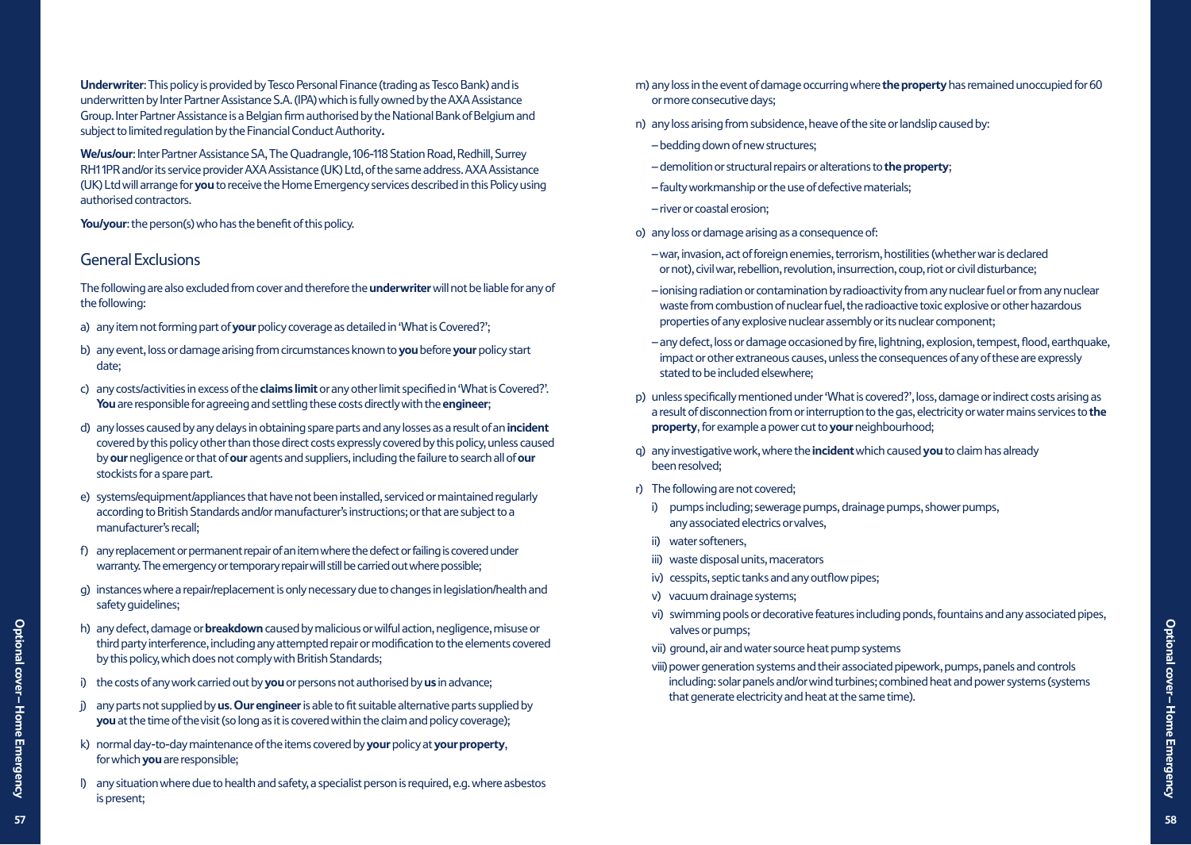**Underwriter**: This policy is provided by Tesco Personal Finance (trading as Tesco Bank) and is underwritten by Inter Partner Assistance S.A. (IPA) which is fully owned by the AXA Assistance Group. Inter Partner Assistance is a Belgian firm authorised by the National Bank of Belgium and subject to limited regulation by the Financial Conduct Authority**.**

**We/us/our**: Inter Partner Assistance SA, The Quadrangle, 106-118 Station Road, Redhill, Surrey RH1 1PR and/or its service provider AXA Assistance (UK) Ltd, of the same address. AXA Assistance (UK) Ltd will arrange for **you** to receive the Home Emergency services described in this Policy using authorised contractors.

**You/your**: the person(s) who has the benefit of this policy.

## General Exclusions

The following are also excluded from cover and therefore the **underwriter** will not be liable for any of the following:

a) any item not forming part of **your** policy coverage as detailed in 'What is Covered?';

b) any event, loss or damage arising from circumstances known to **you** before **your** policy start date;

c) any costs/activities in excess of the **claims limit** or any other limit specified in 'What is Covered?'. **You** are responsible for agreeing and settling these costs directly with the **engineer**;

d) any losses caused by any delays in obtaining spare parts and any losses as a result of an **incident** covered by this policy other than those direct costs expressly covered by this policy, unless caused by **our** negligence or that of **our** agents and suppliers, including the failure to search all of **our** stockists for a spare part.

e) systems/equipment/appliances that have not been installed, serviced or maintained regularly according to British Standards and/or manufacturer's instructions; or that are subject to a manufacturer's recall;

f) any replacement or permanent repair of an item where the defect or failing is covered under warranty. The emergency or temporary repair will still be carried out where possible;

g) instances where a repair/replacement is only necessary due to changes in legislation/health and safety guidelines;

h) any defect, damage or **breakdown** caused by malicious or wilful action, negligence, misuse or third party interference, including any attempted repair or modification to the elements covered by this policy, which does not comply with British Standards;

i) the costs of any work carried out by **you** or persons not authorised by **us** in advance;

j) any parts not supplied by **us**. **Our engineer** is able to fit suitable alternative parts supplied by **you** at the time of the visit (so long as it is covered within the claim and policy coverage);

k) normal day-to-day maintenance of the items covered by **your** policy at **your property**, for which **you** are responsible;

l) any situation where due to health and safety, a specialist person is required, e.g. where asbestos is present;

m) any loss in the event of damage occurring where **the property** has remained unoccupied for 60 or more consecutive days;

n) any loss arising from subsidence, heave of the site or landslip caused by:
   - bedding down of new structures;
   - demolition or structural repairs or alterations to **the property**;
   - faulty workmanship or the use of defective materials;
   - river or coastal erosion;

o) any loss or damage arising as a consequence of:
   - war, invasion, act of foreign enemies, terrorism, hostilities (whether war is declared or not), civil war, rebellion, revolution, insurrection, coup, riot or civil disturbance;
   - ionising radiation or contamination by radioactivity from any nuclear fuel or from any nuclear waste from combustion of nuclear fuel, the radioactive toxic explosive or other hazardous properties of any explosive nuclear assembly or its nuclear component;
   - any defect, loss or damage occasioned by fire, lightning, explosion, tempest, flood, earthquake, impact or other extraneous causes, unless the consequences of any of these are expressly stated to be included elsewhere;

p) unless specifically mentioned under 'What is covered?', loss, damage or indirect costs arising as a result of disconnection from or interruption to the gas, electricity or water mains services to **the property**, for example a power cut to **your** neighbourhood;

q) any investigative work, where the **incident** which caused **you** to claim has already been resolved;

r) The following are not covered;
   i) pumps including; sewerage pumps, drainage pumps, shower pumps, any associated electrics or valves,
   ii) water softeners,
   iii) waste disposal units, macerators
   iv) cesspits, septic tanks and any outflow pipes;
   v) vacuum drainage systems;
   vi) swimming pools or decorative features including ponds, fountains and any associated pipes, valves or pumps;
   vii) ground, air and water source heat pump systems
   viii) power generation systems and their associated pipework, pumps, panels and controls including: solar panels and/or wind turbines; combined heat and power systems (systems that generate electricity and heat at the same time).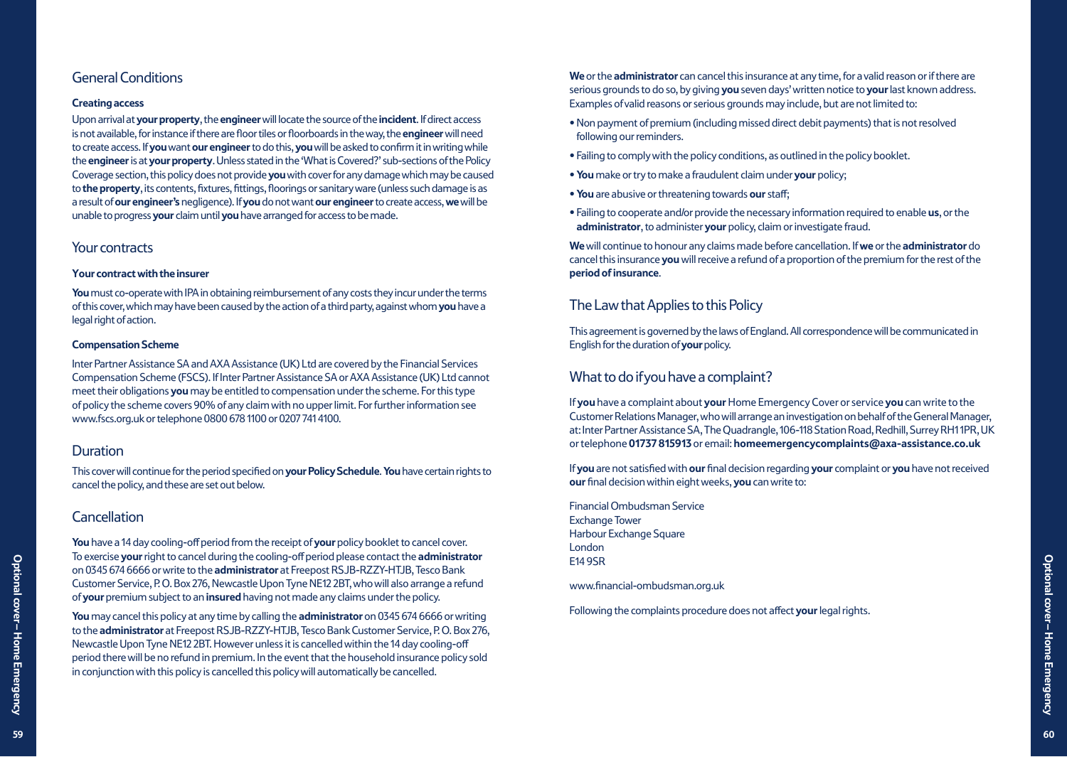## General Conditions

**Creating access**

Upon arrival at **your property**, the **engineer** will locate the source of the **incident**. If direct access is not available, for instance if there are floor tiles or floorboards in the way, the **engineer** will need to create access. If **you** want **our engineer** to do this, **you** will be asked to confirm it in writing while the **engineer** is at **your property**. Unless stated in the 'What is Covered?' sub-sections of the Policy Coverage section, this policy does not provide **you** with cover for any damage which may be caused to **the property**, its contents, fixtures, fittings, floorings or sanitary ware (unless such damage is as a result of **our engineer's** negligence). If **you** do not want **our engineer** to create access, **we** will be unable to progress **your** claim until **you** have arranged for access to be made.

## Your contracts

**Your contract with the insurer**

**You** must co-operate with IPA in obtaining reimbursement of any costs they incur under the terms of this cover, which may have been caused by the action of a third party, against whom **you** have a legal right of action.

**Compensation Scheme**

Inter Partner Assistance SA and AXA Assistance (UK) Ltd are covered by the Financial Services Compensation Scheme (FSCS). If Inter Partner Assistance SA or AXA Assistance (UK) Ltd cannot meet their obligations **you** may be entitled to compensation under the scheme. For this type of policy the scheme covers 90% of any claim with no upper limit. For further information see www.fscs.org.uk or telephone 0800 678 1100 or 0207 741 4100.

## Duration

This cover will continue for the period specified on **your Policy Schedule**. **You** have certain rights to cancel the policy, and these are set out below.

## Cancellation

**You** have a 14 day cooling-off period from the receipt of **your** policy booklet to cancel cover. To exercise **your** right to cancel during the cooling-off period please contact the **administrator** on 0345 674 6666 or write to the **administrator** at Freepost RSJB-RZZY-HTJB, Tesco Bank Customer Service, P. O. Box 276, Newcastle Upon Tyne NE12 2BT, who will also arrange a refund of **your** premium subject to an **insured** having not made any claims under the policy.

**You** may cancel this policy at any time by calling the **administrator** on 0345 674 6666 or writing to the **administrator** at Freepost RSJB-RZZY-HTJB, Tesco Bank Customer Service, P. O. Box 276, Newcastle Upon Tyne NE12 2BT. However unless it is cancelled within the 14 day cooling-off period there will be no refund in premium. In the event that the household insurance policy sold in conjunction with this policy is cancelled this policy will automatically be cancelled.

**We** or the **administrator** can cancel this insurance at any time, for a valid reason or if there are serious grounds to do so, by giving **you** seven days' written notice to **your** last known address. Examples of valid reasons or serious grounds may include, but are not limited to:

- Non payment of premium (including missed direct debit payments) that is not resolved following our reminders.
- Failing to comply with the policy conditions, as outlined in the policy booklet.
- **You** make or try to make a fraudulent claim under **your** policy;
- **You** are abusive or threatening towards **our** staff;
- Failing to cooperate and/or provide the necessary information required to enable **us**, or the **administrator**, to administer **your** policy, claim or investigate fraud.

**We** will continue to honour any claims made before cancellation. If **we** or the **administrator** do cancel this insurance **you** will receive a refund of a proportion of the premium for the rest of the **period of insurance**.

## The Law that Applies to this Policy

This agreement is governed by the laws of England. All correspondence will be communicated in English for the duration of **your** policy.

## What to do if you have a complaint?

If **you** have a complaint about **your** Home Emergency Cover or service **you** can write to the Customer Relations Manager, who will arrange an investigation on behalf of the General Manager, at: Inter Partner Assistance SA, The Quadrangle, 106-118 Station Road, Redhill, Surrey RH1 1PR, UK or telephone **01737 815913** or email: **homeemergencycomplaints@axa-assistance.co.uk**

If **you** are not satisfied with **our** final decision regarding **your** complaint or **you** have not received **our** final decision within eight weeks, **you** can write to:

Financial Ombudsman Service
Exchange Tower
Harbour Exchange Square
London
E14 9SR

www.financial-ombudsman.org.uk

Following the complaints procedure does not affect **your** legal rights.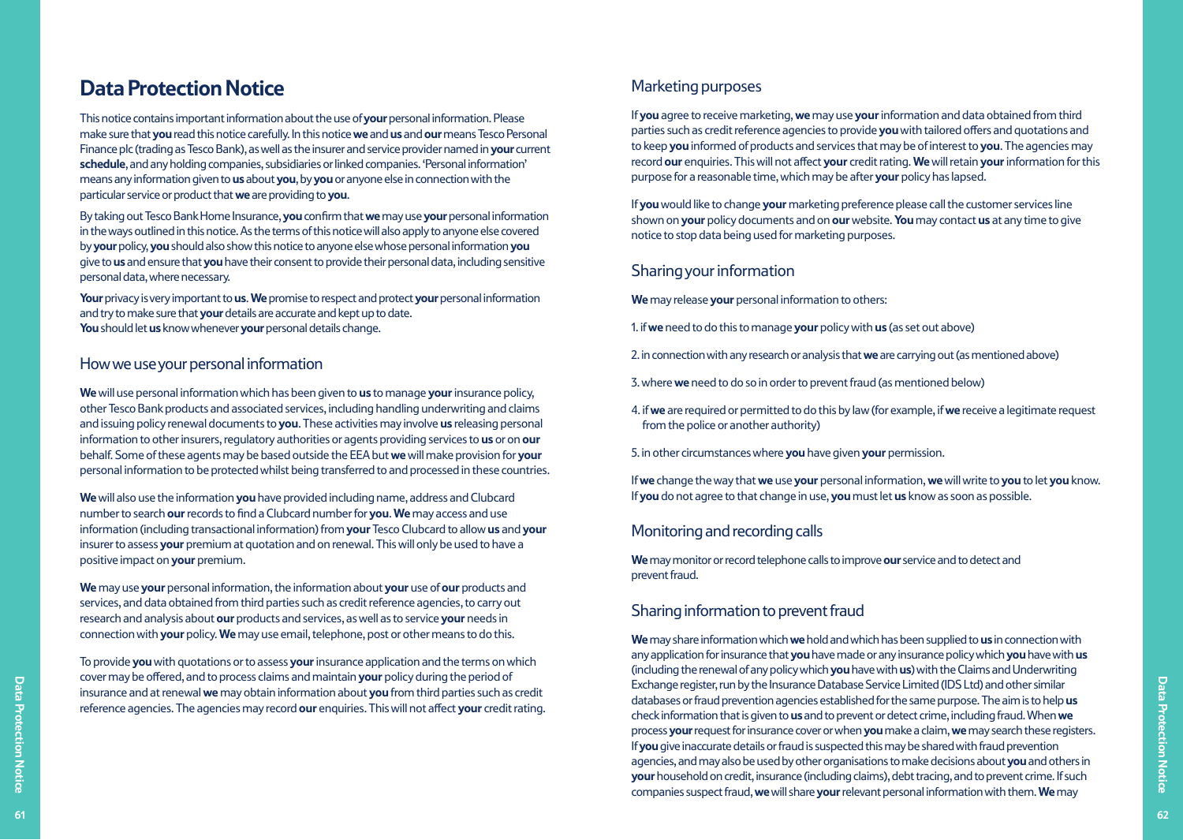# Data Protection Notice

This notice contains important information about the use of **your** personal information. Please make sure that **you** read this notice carefully. In this notice **we** and **us** and **our** means Tesco Personal Finance plc (trading as Tesco Bank), as well as the insurer and service provider named in **your** current **schedule**, and any holding companies, subsidiaries or linked companies. 'Personal information' means any information given to **us** about **you**, by **you** or anyone else in connection with the particular service or product that **we** are providing to **you**.

By taking out Tesco Bank Home Insurance, **you** confirm that **we** may use **your** personal information in the ways outlined in this notice. As the terms of this notice will also apply to anyone else covered by **your** policy, **you** should also show this notice to anyone else whose personal information **you** give to **us** and ensure that **you** have their consent to provide their personal data, including sensitive personal data, where necessary.

**Your** privacy is very important to **us**. **We** promise to respect and protect **your** personal information and try to make sure that **your** details are accurate and kept up to date. **You** should let **us** know whenever **your** personal details change.

## How we use your personal information

**We** will use personal information which has been given to **us** to manage **your** insurance policy, other Tesco Bank products and associated services, including handling underwriting and claims and issuing policy renewal documents to **you**. These activities may involve **us** releasing personal information to other insurers, regulatory authorities or agents providing services to **us** or on **our** behalf. Some of these agents may be based outside the EEA but **we** will make provision for **your** personal information to be protected whilst being transferred to and processed in these countries.

**We** will also use the information **you** have provided including name, address and Clubcard number to search **our** records to find a Clubcard number for **you**. **We** may access and use information (including transactional information) from **your** Tesco Clubcard to allow **us** and **your** insurer to assess **your** premium at quotation and on renewal. This will only be used to have a positive impact on **your** premium.

**We** may use **your** personal information, the information about **your** use of **our** products and services, and data obtained from third parties such as credit reference agencies, to carry out research and analysis about **our** products and services, as well as to service **your** needs in connection with **your** policy. **We** may use email, telephone, post or other means to do this.

To provide **you** with quotations or to assess **your** insurance application and the terms on which cover may be offered, and to process claims and maintain **your** policy during the period of insurance and at renewal **we** may obtain information about **you** from third parties such as credit reference agencies. The agencies may record **our** enquiries. This will not affect **your** credit rating.

## Marketing purposes

If **you** agree to receive marketing, **we** may use **your** information and data obtained from third parties such as credit reference agencies to provide **you** with tailored offers and quotations and to keep **you** informed of products and services that may be of interest to **you**. The agencies may record **our** enquiries. This will not affect **your** credit rating. **We** will retain **your** information for this purpose for a reasonable time, which may be after **your** policy has lapsed.

If **you** would like to change **your** marketing preference please call the customer services line shown on **your** policy documents and on **our** website. **You** may contact **us** at any time to give notice to stop data being used for marketing purposes.

## Sharing your information

**We** may release **your** personal information to others:

1. if **we** need to do this to manage **your** policy with **us** (as set out above)
2. in connection with any research or analysis that **we** are carrying out (as mentioned above)
3. where **we** need to do so in order to prevent fraud (as mentioned below)
4. if **we** are required or permitted to do this by law (for example, if **we** receive a legitimate request from the police or another authority)
5. in other circumstances where **you** have given **your** permission.

If **we** change the way that **we** use **your** personal information, **we** will write to **you** to let **you** know. If **you** do not agree to that change in use, **you** must let **us** know as soon as possible.

## Monitoring and recording calls

**We** may monitor or record telephone calls to improve **our** service and to detect and prevent fraud.

## Sharing information to prevent fraud

**We** may share information which **we** hold and which has been supplied to **us** in connection with any application for insurance that **you** have made or any insurance policy which **you** have with **us** (including the renewal of any policy which **you** have with **us**) with the Claims and Underwriting Exchange register, run by the Insurance Database Service Limited (IDS Ltd) and other similar databases or fraud prevention agencies established for the same purpose. The aim is to help **us** check information that is given to **us** and to prevent or detect crime, including fraud. When **we** process **your** request for insurance cover or when **you** make a claim, **we** may search these registers. If **you** give inaccurate details or fraud is suspected this may be shared with fraud prevention agencies, and may also be used by other organisations to make decisions about **you** and others in **your** household on credit, insurance (including claims), debt tracing, and to prevent crime. If such companies suspect fraud, **we** will share **your** relevant personal information with them. **We** may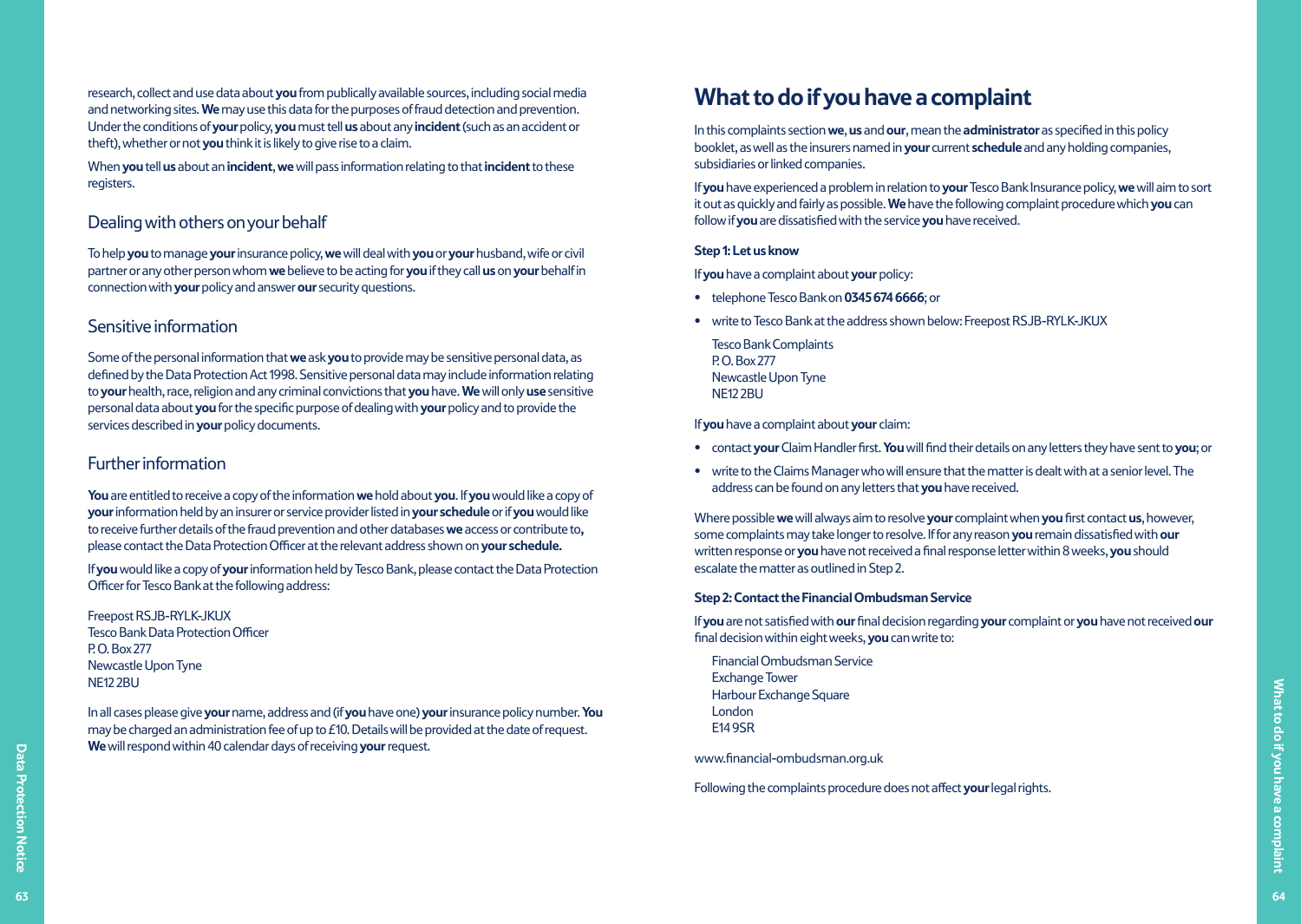research, collect and use data about **you** from publically available sources, including social media and networking sites. **We** may use this data for the purposes of fraud detection and prevention. Under the conditions of **your** policy, **you** must tell **us** about any **incident** (such as an accident or theft), whether or not **you** think it is likely to give rise to a claim.

When **you** tell **us** about an **incident**, **we** will pass information relating to that **incident** to these registers.

## Dealing with others on your behalf

To help **you** to manage **your** insurance policy, **we** will deal with **you** or **your** husband, wife or civil partner or any other person whom **we** believe to be acting for **you** if they call **us** on **your** behalf in connection with **your** policy and answer **our** security questions.

## Sensitive information

Some of the personal information that **we** ask **you** to provide may be sensitive personal data, as defined by the Data Protection Act 1998. Sensitive personal data may include information relating to **your** health, race, religion and any criminal convictions that **you** have. **We** will only **use** sensitive personal data about **you** for the specific purpose of dealing with **your** policy and to provide the services described in **your** policy documents.

## Further information

**You** are entitled to receive a copy of the information **we** hold about **you**. If **you** would like a copy of **your** information held by an insurer or service provider listed in **your schedule** or if **you** would like to receive further details of the fraud prevention and other databases **we** access or contribute to**,** please contact the Data Protection Officer at the relevant address shown on **your schedule.**

If **you** would like a copy of **your** information held by Tesco Bank, please contact the Data Protection Officer for Tesco Bank at the following address:

Freepost RSJB-RYLK-JKUX  
Tesco Bank Data Protection Officer  
P. O. Box 277  
Newcastle Upon Tyne  
NE12 2BU

In all cases please give **your** name, address and (if **you** have one) **your** insurance policy number. **You** may be charged an administration fee of up to £10. Details will be provided at the date of request. **We** will respond within 40 calendar days of receiving **your** request.

# What to do if you have a complaint

In this complaints section **we**, **us** and **our**, mean the **administrator** as specified in this policy booklet, as well as the insurers named in **your** current **schedule** and any holding companies, subsidiaries or linked companies.

If **you** have experienced a problem in relation to **your** Tesco Bank Insurance policy, **we** will aim to sort it out as quickly and fairly as possible. **We** have the following complaint procedure which **you** can follow if **you** are dissatisfied with the service **you** have received.

**Step 1: Let us know**

If **you** have a complaint about **your** policy:

- telephone Tesco Bank on **0345 674 6666**; or
- write to Tesco Bank at the address shown below: Freepost RSJB-RYLK-JKUX

  Tesco Bank Complaints  
  P. O. Box 277  
  Newcastle Upon Tyne  
  NE12 2BU

If **you** have a complaint about **your** claim:

- contact **your** Claim Handler first. **You** will find their details on any letters they have sent to **you**; or
- write to the Claims Manager who will ensure that the matter is dealt with at a senior level. The address can be found on any letters that **you** have received.

Where possible **we** will always aim to resolve **your** complaint when **you** first contact **us**, however, some complaints may take longer to resolve. If for any reason **you** remain dissatisfied with **our** written response or **you** have not received a final response letter within 8 weeks, **you** should escalate the matter as outlined in Step 2.

**Step 2: Contact the Financial Ombudsman Service**

If **you** are not satisfied with **our** final decision regarding **your** complaint or **you** have not received **our** final decision within eight weeks, **you** can write to:

Financial Ombudsman Service  
Exchange Tower  
Harbour Exchange Square  
London  
E14 9SR

www.financial-ombudsman.org.uk

Following the complaints procedure does not affect **your** legal rights.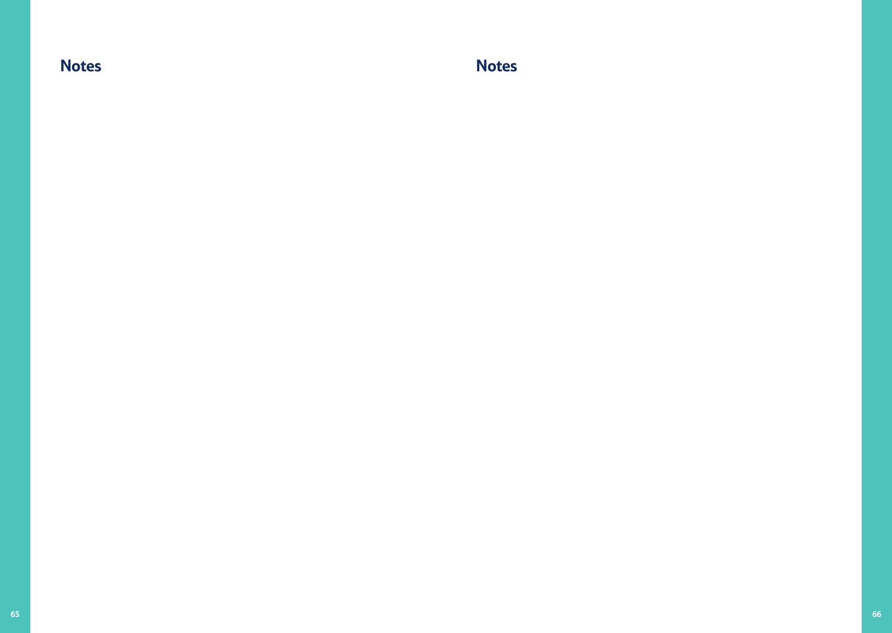## Notes

## Notes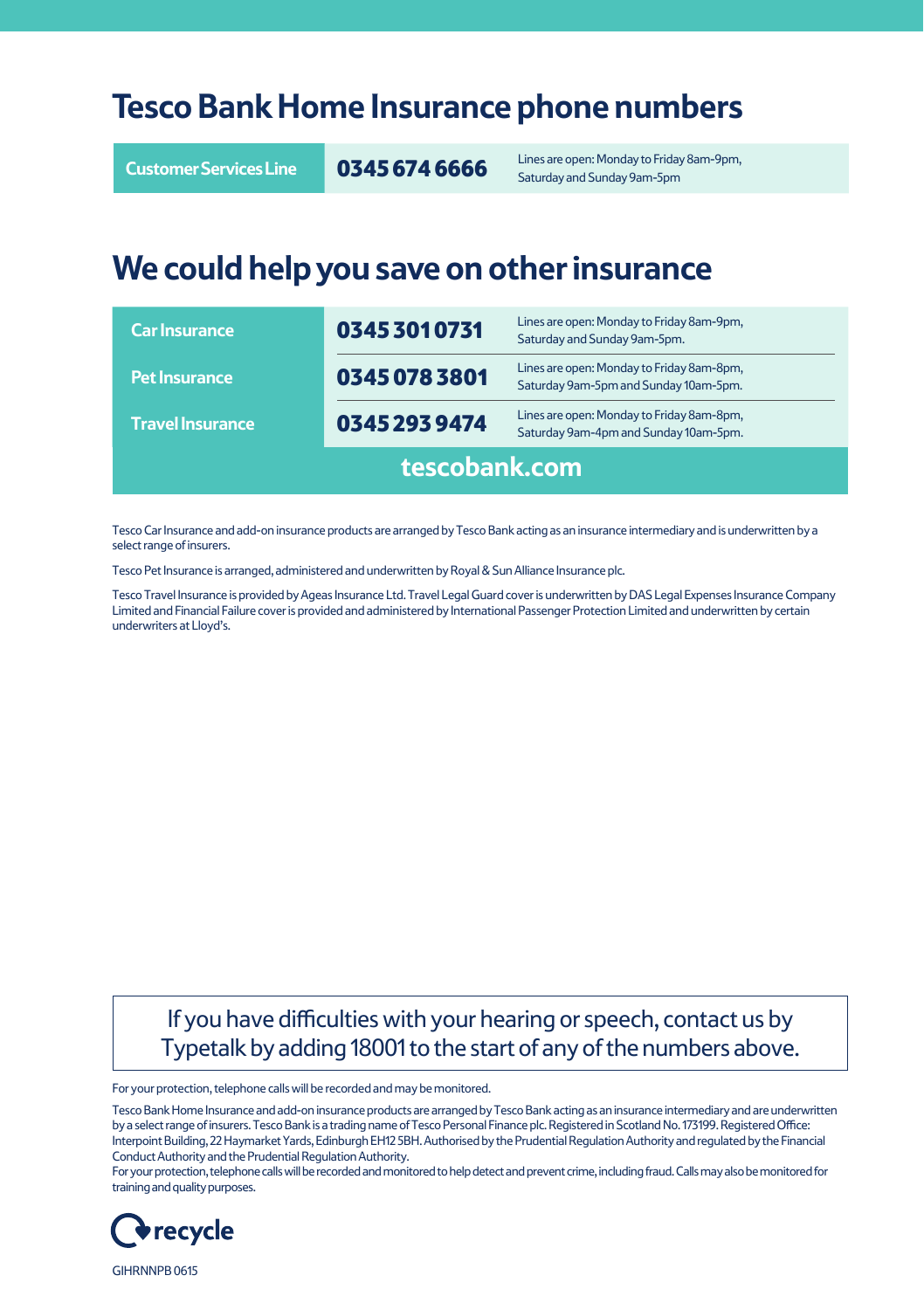# Tesco Bank Home Insurance phone numbers

| | | |
|---|---|---|
| Customer Services Line | **0345 674 6666** | Lines are open: Monday to Friday 8am-9pm, Saturday and Sunday 9am-5pm |

# We could help you save on other insurance

| | | |
|---|---|---|
| Car Insurance | **0345 301 0731** | Lines are open: Monday to Friday 8am-9pm, Saturday and Sunday 9am-5pm. |
| Pet Insurance | **0345 078 3801** | Lines are open: Monday to Friday 8am-8pm, Saturday 9am-5pm and Sunday 10am-5pm. |
| Travel Insurance | **0345 293 9474** | Lines are open: Monday to Friday 8am-8pm, Saturday 9am-4pm and Sunday 10am-5pm. |

**tescobank.com**

Tesco Car Insurance and add-on insurance products are arranged by Tesco Bank acting as an insurance intermediary and is underwritten by a select range of insurers.

Tesco Pet Insurance is arranged, administered and underwritten by Royal & Sun Alliance Insurance plc.

Tesco Travel Insurance is provided by Ageas Insurance Ltd. Travel Legal Guard cover is underwritten by DAS Legal Expenses Insurance Company Limited and Financial Failure cover is provided and administered by International Passenger Protection Limited and underwritten by certain underwriters at Lloyd's.

If you have difficulties with your hearing or speech, contact us by Typetalk by adding 18001 to the start of any of the numbers above.

For your protection, telephone calls will be recorded and may be monitored.

Tesco Bank Home Insurance and add-on insurance products are arranged by Tesco Bank acting as an insurance intermediary and are underwritten by a select range of insurers. Tesco Bank is a trading name of Tesco Personal Finance plc. Registered in Scotland No. 173199. Registered Office: Interpoint Building, 22 Haymarket Yards, Edinburgh EH12 5BH. Authorised by the Prudential Regulation Authority and regulated by the Financial Conduct Authority and the Prudential Regulation Authority.
For your protection, telephone calls will be recorded and monitored to help detect and prevent crime, including fraud. Calls may also be monitored for training and quality purposes.

recycle

GIHRNNPB 0615